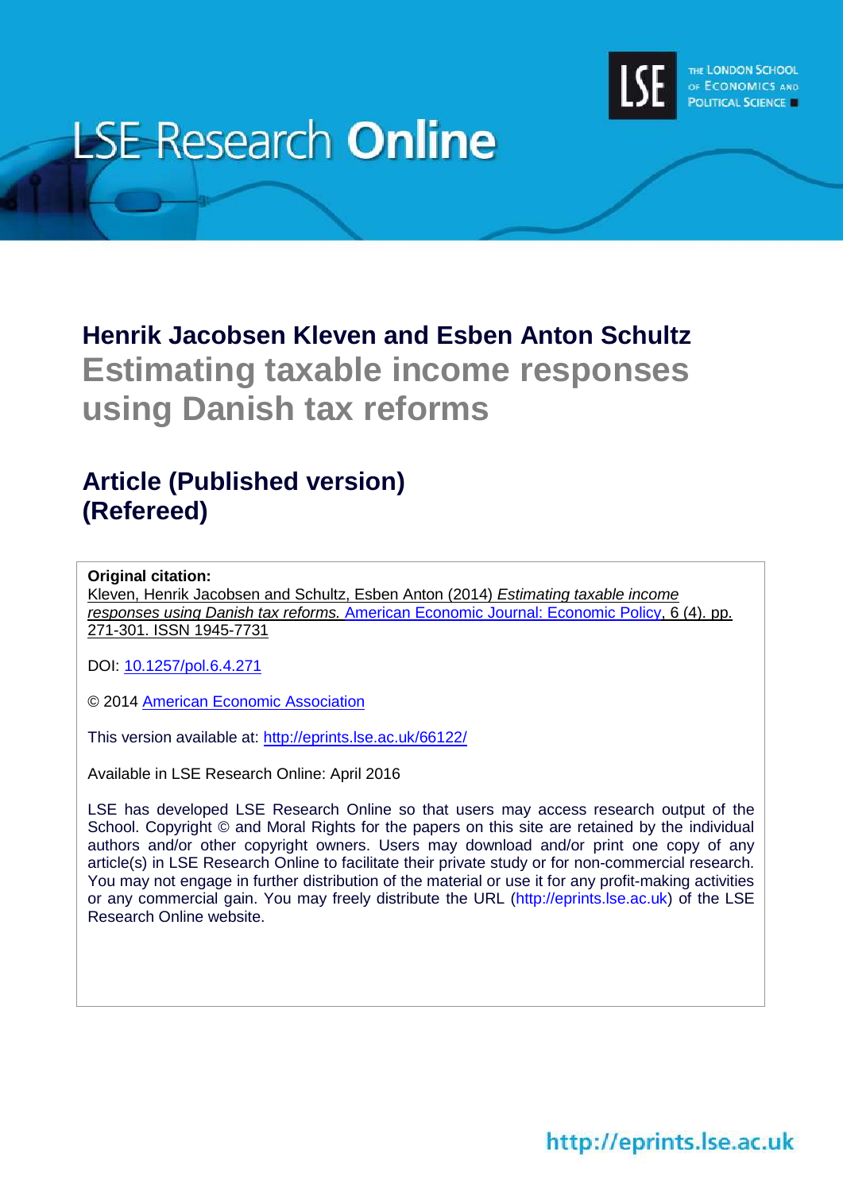# LSE Research Online

**Henrik Jacobsen Kleven and Esben Anton Schultz**

## Estimating taxable income responses using Danish tax reforms

## Article (Published version) (Refereed)

**Original citation:**
Kleven, Henrik Jacobsen and Schultz, Esben Anton (2014) *Estimating taxable income responses using Danish tax reforms.* American Economic Journal: Economic Policy, 6 (4). pp. 271-301. ISSN 1945-7731

DOI: 10.1257/pol.6.4.271

© 2014 American Economic Association

This version available at: http://eprints.lse.ac.uk/66122/

Available in LSE Research Online: April 2016

LSE has developed LSE Research Online so that users may access research output of the School. Copyright © and Moral Rights for the papers on this site are retained by the individual authors and/or other copyright owners. Users may download and/or print one copy of any article(s) in LSE Research Online to facilitate their private study or for non-commercial research. You may not engage in further distribution of the material or use it for any profit-making activities or any commercial gain. You may freely distribute the URL (http://eprints.lse.ac.uk) of the LSE Research Online website.

http://eprints.lse.ac.uk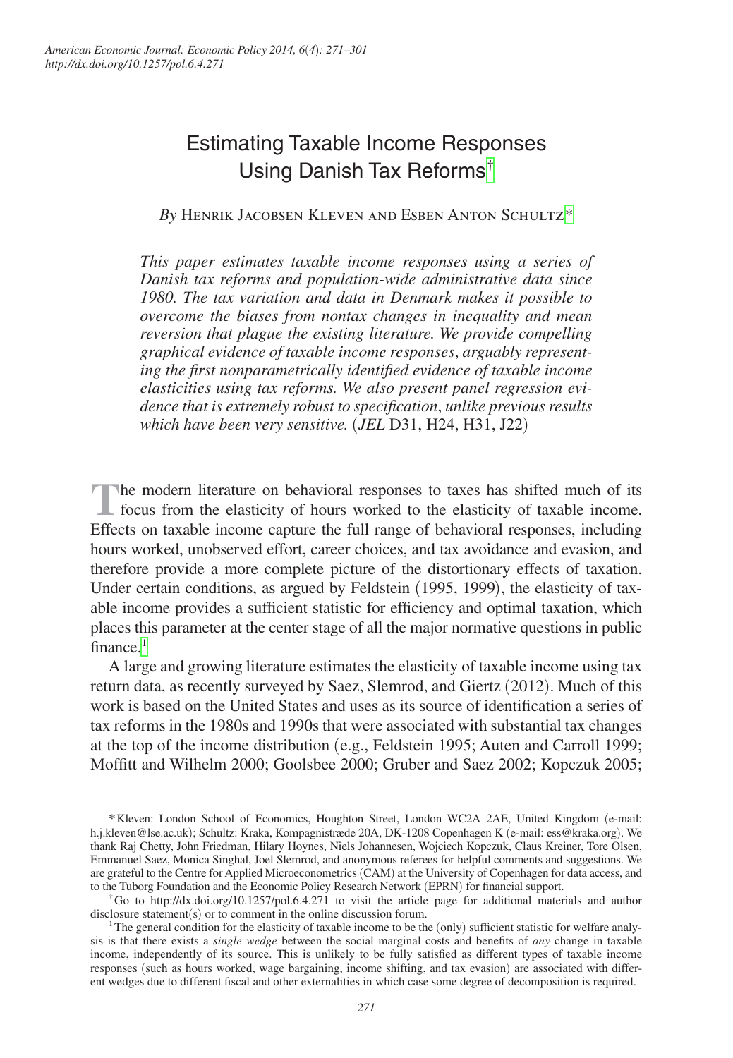# Estimating Taxable Income Responses Using Danish Tax Reforms[†]

*By* Henrik Jacobsen Kleven and Esben Anton Schultz[*]

*This paper estimates taxable income responses using a series of Danish tax reforms and population-wide administrative data since 1980. The tax variation and data in Denmark makes it possible to overcome the biases from nontax changes in inequality and mean reversion that plague the existing literature. We provide compelling graphical evidence of taxable income responses, arguably representing the first nonparametrically identified evidence of taxable income elasticities using tax reforms. We also present panel regression evidence that is extremely robust to specification, unlike previous results which have been very sensitive.* (*JEL* D31, H24, H31, J22)

The modern literature on behavioral responses to taxes has shifted much of its focus from the elasticity of hours worked to the elasticity of taxable income. Effects on taxable income capture the full range of behavioral responses, including hours worked, unobserved effort, career choices, and tax avoidance and evasion, and therefore provide a more complete picture of the distortionary effects of taxation. Under certain conditions, as argued by Feldstein (1995, 1999), the elasticity of taxable income provides a sufficient statistic for efficiency and optimal taxation, which places this parameter at the center stage of all the major normative questions in public finance.[1]

A large and growing literature estimates the elasticity of taxable income using tax return data, as recently surveyed by Saez, Slemrod, and Giertz (2012). Much of this work is based on the United States and uses as its source of identification a series of tax reforms in the 1980s and 1990s that were associated with substantial tax changes at the top of the income distribution (e.g., Feldstein 1995; Auten and Carroll 1999; Moffitt and Wilhelm 2000; Goolsbee 2000; Gruber and Saez 2002; Kopczuk 2005;

---

*Kleven: London School of Economics, Houghton Street, London WC2A 2AE, United Kingdom (e-mail: h.j.kleven@lse.ac.uk); Schultz: Kraka, Kompagnistræde 20A, DK-1208 Copenhagen K (e-mail: ess@kraka.org). We thank Raj Chetty, John Friedman, Hilary Hoynes, Niels Johannesen, Wojciech Kopczuk, Claus Kreiner, Tore Olsen, Emmanuel Saez, Monica Singhal, Joel Slemrod, and anonymous referees for helpful comments and suggestions. We are grateful to the Centre for Applied Microeconometrics (CAM) at the University of Copenhagen for data access, and to the Tuborg Foundation and the Economic Policy Research Network (EPRN) for financial support.

†Go to http://dx.doi.org/10.1257/pol.6.4.271 to visit the article page for additional materials and author disclosure statement(s) or to comment in the online discussion forum.

[1] The general condition for the elasticity of taxable income to be the (only) sufficient statistic for welfare analysis is that there exists a *single wedge* between the social marginal costs and benefits of *any* change in taxable income, independently of its source. This is unlikely to be fully satisfied as different types of taxable income responses (such as hours worked, wage bargaining, income shifting, and tax evasion) are associated with different wedges due to different fiscal and other externalities in which case some degree of decomposition is required.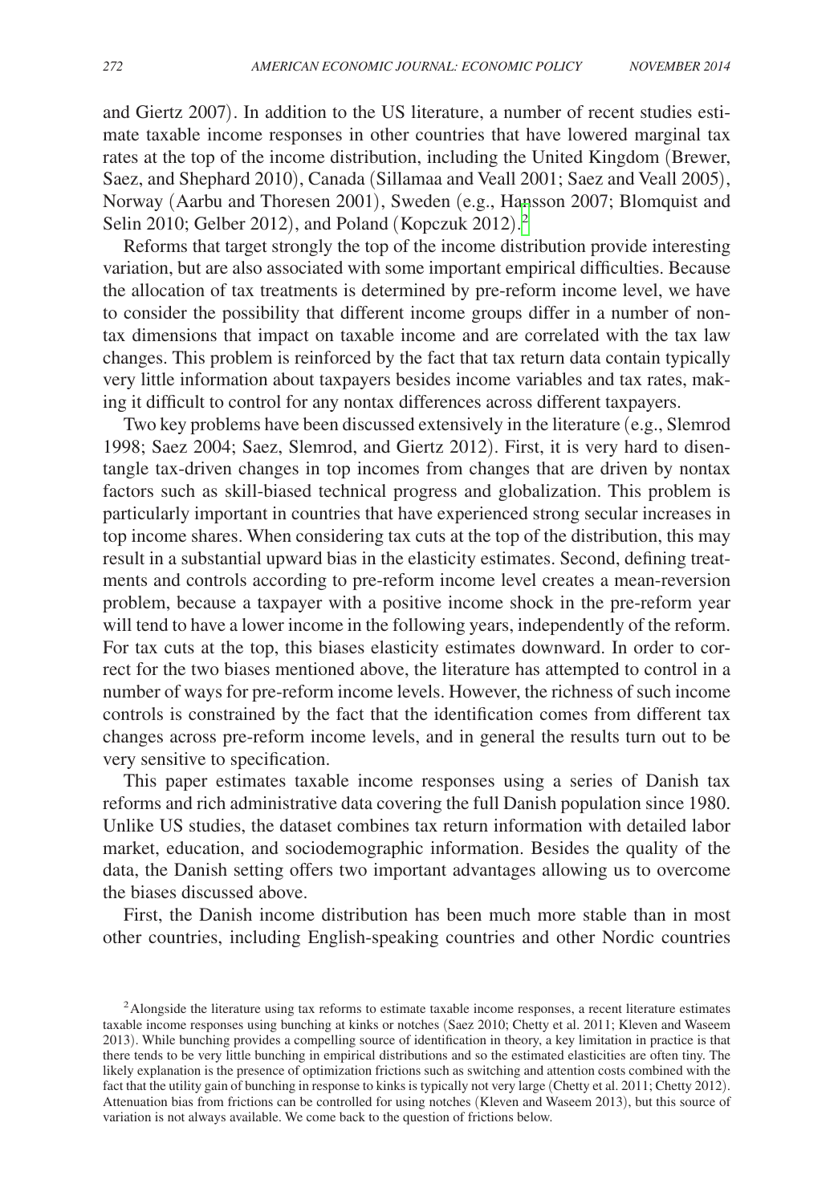and Giertz 2007). In addition to the US literature, a number of recent studies estimate taxable income responses in other countries that have lowered marginal tax rates at the top of the income distribution, including the United Kingdom (Brewer, Saez, and Shephard 2010), Canada (Sillamaa and Veall 2001; Saez and Veall 2005), Norway (Aarbu and Thoresen 2001), Sweden (e.g., Hansson 2007; Blomquist and Selin 2010; Gelber 2012), and Poland (Kopczuk 2012).[2]

Reforms that target strongly the top of the income distribution provide interesting variation, but are also associated with some important empirical difficulties. Because the allocation of tax treatments is determined by pre-reform income level, we have to consider the possibility that different income groups differ in a number of nontax dimensions that impact on taxable income and are correlated with the tax law changes. This problem is reinforced by the fact that tax return data contain typically very little information about taxpayers besides income variables and tax rates, making it difficult to control for any nontax differences across different taxpayers.

Two key problems have been discussed extensively in the literature (e.g., Slemrod 1998; Saez 2004; Saez, Slemrod, and Giertz 2012). First, it is very hard to disentangle tax-driven changes in top incomes from changes that are driven by nontax factors such as skill-biased technical progress and globalization. This problem is particularly important in countries that have experienced strong secular increases in top income shares. When considering tax cuts at the top of the distribution, this may result in a substantial upward bias in the elasticity estimates. Second, defining treatments and controls according to pre-reform income level creates a mean-reversion problem, because a taxpayer with a positive income shock in the pre-reform year will tend to have a lower income in the following years, independently of the reform. For tax cuts at the top, this biases elasticity estimates downward. In order to correct for the two biases mentioned above, the literature has attempted to control in a number of ways for pre-reform income levels. However, the richness of such income controls is constrained by the fact that the identification comes from different tax changes across pre-reform income levels, and in general the results turn out to be very sensitive to specification.

This paper estimates taxable income responses using a series of Danish tax reforms and rich administrative data covering the full Danish population since 1980. Unlike US studies, the dataset combines tax return information with detailed labor market, education, and sociodemographic information. Besides the quality of the data, the Danish setting offers two important advantages allowing us to overcome the biases discussed above.

First, the Danish income distribution has been much more stable than in most other countries, including English-speaking countries and other Nordic countries

[2] Alongside the literature using tax reforms to estimate taxable income responses, a recent literature estimates taxable income responses using bunching at kinks or notches (Saez 2010; Chetty et al. 2011; Kleven and Waseem 2013). While bunching provides a compelling source of identification in theory, a key limitation in practice is that there tends to be very little bunching in empirical distributions and so the estimated elasticities are often tiny. The likely explanation is the presence of optimization frictions such as switching and attention costs combined with the fact that the utility gain of bunching in response to kinks is typically not very large (Chetty et al. 2011; Chetty 2012). Attenuation bias from frictions can be controlled for using notches (Kleven and Waseem 2013), but this source of variation is not always available. We come back to the question of frictions below.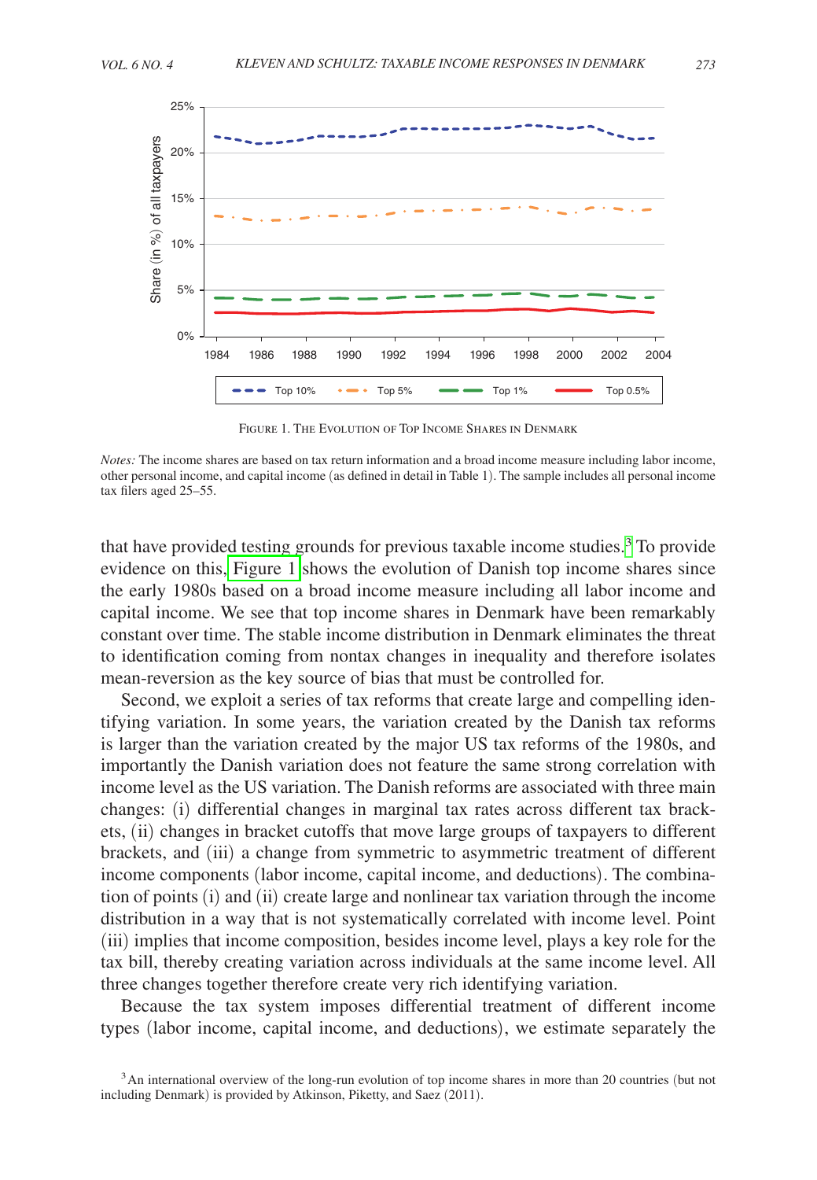Figure 1. The Evolution of Top Income Shares in Denmark

*Notes:* The income shares are based on tax return information and a broad income measure including labor income, other personal income, and capital income (as defined in detail in Table 1). The sample includes all personal income tax filers aged 25–55.

that have provided testing grounds for previous taxable income studies.[3] To provide evidence on this, Figure 1 shows the evolution of Danish top income shares since the early 1980s based on a broad income measure including all labor income and capital income. We see that top income shares in Denmark have been remarkably constant over time. The stable income distribution in Denmark eliminates the threat to identification coming from nontax changes in inequality and therefore isolates mean-reversion as the key source of bias that must be controlled for.

Second, we exploit a series of tax reforms that create large and compelling identifying variation. In some years, the variation created by the Danish tax reforms is larger than the variation created by the major US tax reforms of the 1980s, and importantly the Danish variation does not feature the same strong correlation with income level as the US variation. The Danish reforms are associated with three main changes: (i) differential changes in marginal tax rates across different tax brackets, (ii) changes in bracket cutoffs that move large groups of taxpayers to different brackets, and (iii) a change from symmetric to asymmetric treatment of different income components (labor income, capital income, and deductions). The combination of points (i) and (ii) create large and nonlinear tax variation through the income distribution in a way that is not systematically correlated with income level. Point (iii) implies that income composition, besides income level, plays a key role for the tax bill, thereby creating variation across individuals at the same income level. All three changes together therefore create very rich identifying variation.

Because the tax system imposes differential treatment of different income types (labor income, capital income, and deductions), we estimate separately the

[3] An international overview of the long-run evolution of top income shares in more than 20 countries (but not including Denmark) is provided by Atkinson, Piketty, and Saez (2011).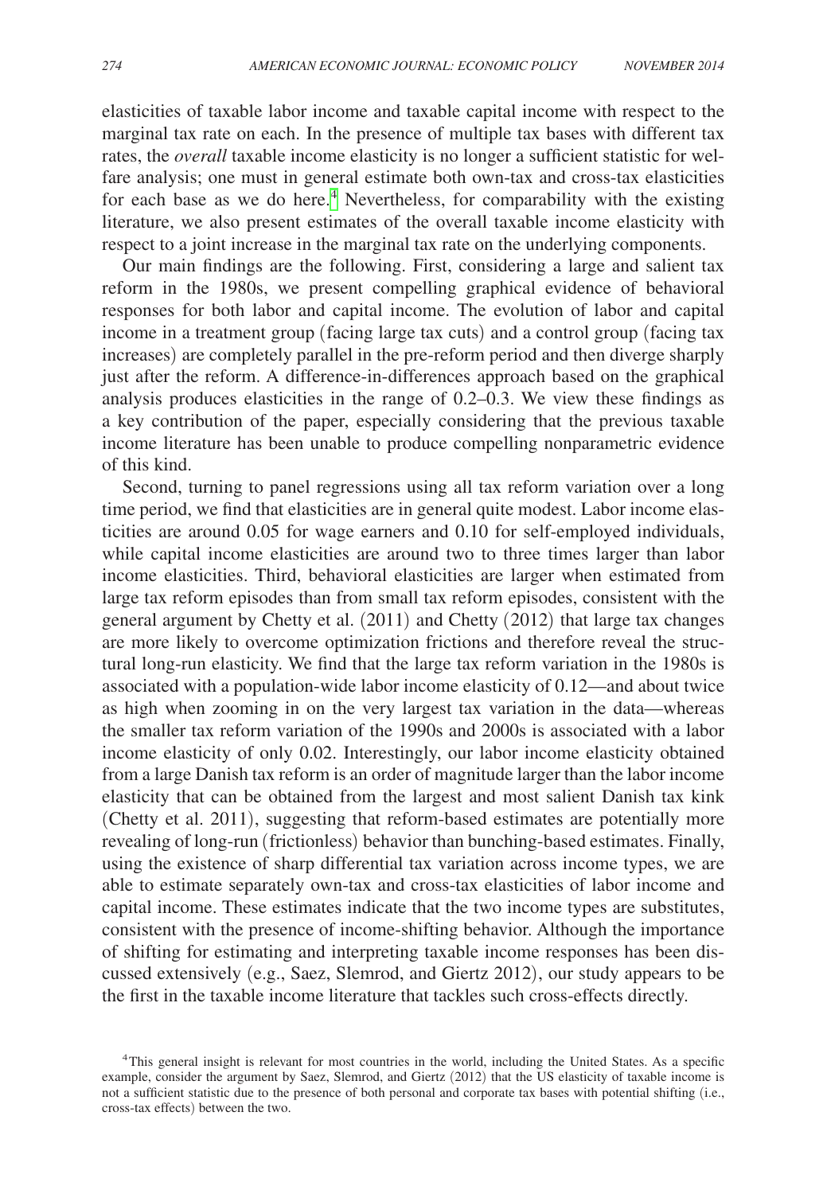elasticities of taxable labor income and taxable capital income with respect to the marginal tax rate on each. In the presence of multiple tax bases with different tax rates, the *overall* taxable income elasticity is no longer a sufficient statistic for welfare analysis; one must in general estimate both own-tax and cross-tax elasticities for each base as we do here.[4] Nevertheless, for comparability with the existing literature, we also present estimates of the overall taxable income elasticity with respect to a joint increase in the marginal tax rate on the underlying components.

Our main findings are the following. First, considering a large and salient tax reform in the 1980s, we present compelling graphical evidence of behavioral responses for both labor and capital income. The evolution of labor and capital income in a treatment group (facing large tax cuts) and a control group (facing tax increases) are completely parallel in the pre-reform period and then diverge sharply just after the reform. A difference-in-differences approach based on the graphical analysis produces elasticities in the range of 0.2–0.3. We view these findings as a key contribution of the paper, especially considering that the previous taxable income literature has been unable to produce compelling nonparametric evidence of this kind.

Second, turning to panel regressions using all tax reform variation over a long time period, we find that elasticities are in general quite modest. Labor income elasticities are around 0.05 for wage earners and 0.10 for self-employed individuals, while capital income elasticities are around two to three times larger than labor income elasticities. Third, behavioral elasticities are larger when estimated from large tax reform episodes than from small tax reform episodes, consistent with the general argument by Chetty et al. (2011) and Chetty (2012) that large tax changes are more likely to overcome optimization frictions and therefore reveal the structural long-run elasticity. We find that the large tax reform variation in the 1980s is associated with a population-wide labor income elasticity of 0.12—and about twice as high when zooming in on the very largest tax variation in the data—whereas the smaller tax reform variation of the 1990s and 2000s is associated with a labor income elasticity of only 0.02. Interestingly, our labor income elasticity obtained from a large Danish tax reform is an order of magnitude larger than the labor income elasticity that can be obtained from the largest and most salient Danish tax kink (Chetty et al. 2011), suggesting that reform-based estimates are potentially more revealing of long-run (frictionless) behavior than bunching-based estimates. Finally, using the existence of sharp differential tax variation across income types, we are able to estimate separately own-tax and cross-tax elasticities of labor income and capital income. These estimates indicate that the two income types are substitutes, consistent with the presence of income-shifting behavior. Although the importance of shifting for estimating and interpreting taxable income responses has been discussed extensively (e.g., Saez, Slemrod, and Giertz 2012), our study appears to be the first in the taxable income literature that tackles such cross-effects directly.

[4]This general insight is relevant for most countries in the world, including the United States. As a specific example, consider the argument by Saez, Slemrod, and Giertz (2012) that the US elasticity of taxable income is not a sufficient statistic due to the presence of both personal and corporate tax bases with potential shifting (i.e., cross-tax effects) between the two.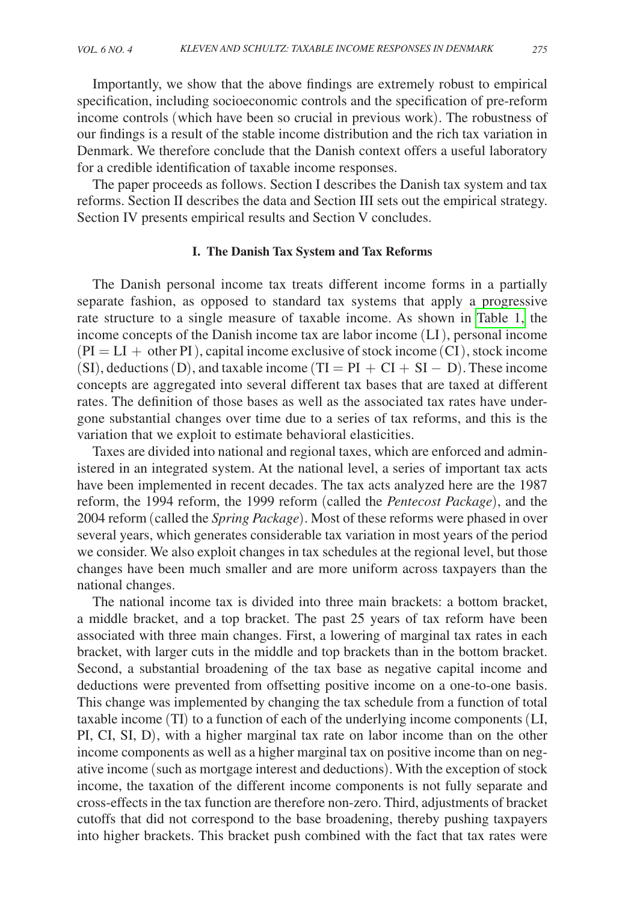Importantly, we show that the above findings are extremely robust to empirical specification, including socioeconomic controls and the specification of pre-reform income controls (which have been so crucial in previous work). The robustness of our findings is a result of the stable income distribution and the rich tax variation in Denmark. We therefore conclude that the Danish context offers a useful laboratory for a credible identification of taxable income responses.

The paper proceeds as follows. Section I describes the Danish tax system and tax reforms. Section II describes the data and Section III sets out the empirical strategy. Section IV presents empirical results and Section V concludes.

## I. The Danish Tax System and Tax Reforms

The Danish personal income tax treats different income forms in a partially separate fashion, as opposed to standard tax systems that apply a progressive rate structure to a single measure of taxable income. As shown in Table 1, the income concepts of the Danish income tax are labor income (LI), personal income (PI = LI + other PI), capital income exclusive of stock income (CI), stock income (SI), deductions (D), and taxable income (TI = PI + CI + SI − D). These income concepts are aggregated into several different tax bases that are taxed at different rates. The definition of those bases as well as the associated tax rates have undergone substantial changes over time due to a series of tax reforms, and this is the variation that we exploit to estimate behavioral elasticities.

Taxes are divided into national and regional taxes, which are enforced and administered in an integrated system. At the national level, a series of important tax acts have been implemented in recent decades. The tax acts analyzed here are the 1987 reform, the 1994 reform, the 1999 reform (called the *Pentecost Package*), and the 2004 reform (called the *Spring Package*). Most of these reforms were phased in over several years, which generates considerable tax variation in most years of the period we consider. We also exploit changes in tax schedules at the regional level, but those changes have been much smaller and are more uniform across taxpayers than the national changes.

The national income tax is divided into three main brackets: a bottom bracket, a middle bracket, and a top bracket. The past 25 years of tax reform have been associated with three main changes. First, a lowering of marginal tax rates in each bracket, with larger cuts in the middle and top brackets than in the bottom bracket. Second, a substantial broadening of the tax base as negative capital income and deductions were prevented from offsetting positive income on a one-to-one basis. This change was implemented by changing the tax schedule from a function of total taxable income (TI) to a function of each of the underlying income components (LI, PI, CI, SI, D), with a higher marginal tax rate on labor income than on the other income components as well as a higher marginal tax on positive income than on negative income (such as mortgage interest and deductions). With the exception of stock income, the taxation of the different income components is not fully separate and cross-effects in the tax function are therefore non-zero. Third, adjustments of bracket cutoffs that did not correspond to the base broadening, thereby pushing taxpayers into higher brackets. This bracket push combined with the fact that tax rates were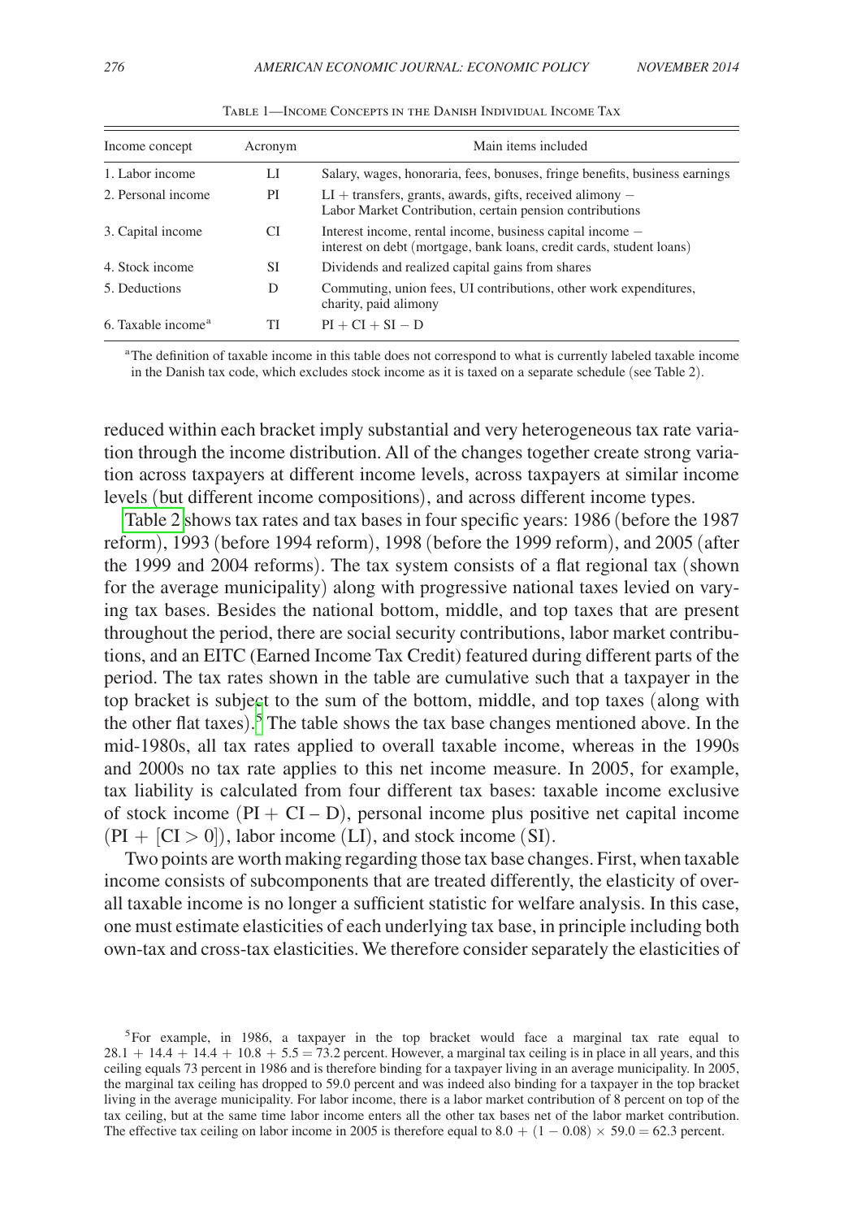Table 1—Income Concepts in the Danish Individual Income Tax

| Income concept | Acronym | Main items included |
|---|---|---|
| 1. Labor income | LI | Salary, wages, honoraria, fees, bonuses, fringe benefits, business earnings |
| 2. Personal income | PI | LI + transfers, grants, awards, gifts, received alimony − Labor Market Contribution, certain pension contributions |
| 3. Capital income | CI | Interest income, rental income, business capital income − interest on debt (mortgage, bank loans, credit cards, student loans) |
| 4. Stock income | SI | Dividends and realized capital gains from shares |
| 5. Deductions | D | Commuting, union fees, UI contributions, other work expenditures, charity, paid alimony |
| 6. Taxable income[a] | TI | PI + CI + SI − D |

[a]The definition of taxable income in this table does not correspond to what is currently labeled taxable income in the Danish tax code, which excludes stock income as it is taxed on a separate schedule (see Table 2).

reduced within each bracket imply substantial and very heterogeneous tax rate variation through the income distribution. All of the changes together create strong variation across taxpayers at different income levels, across taxpayers at similar income levels (but different income compositions), and across different income types.

Table 2 shows tax rates and tax bases in four specific years: 1986 (before the 1987 reform), 1993 (before 1994 reform), 1998 (before the 1999 reform), and 2005 (after the 1999 and 2004 reforms). The tax system consists of a flat regional tax (shown for the average municipality) along with progressive national taxes levied on varying tax bases. Besides the national bottom, middle, and top taxes that are present throughout the period, there are social security contributions, labor market contributions, and an EITC (Earned Income Tax Credit) featured during different parts of the period. The tax rates shown in the table are cumulative such that a taxpayer in the top bracket is subject to the sum of the bottom, middle, and top taxes (along with the other flat taxes).[5] The table shows the tax base changes mentioned above. In the mid-1980s, all tax rates applied to overall taxable income, whereas in the 1990s and 2000s no tax rate applies to this net income measure. In 2005, for example, tax liability is calculated from four different tax bases: taxable income exclusive of stock income (PI + CI – D), personal income plus positive net capital income (PI + [CI > 0]), labor income (LI), and stock income (SI).

Two points are worth making regarding those tax base changes. First, when taxable income consists of subcomponents that are treated differently, the elasticity of overall taxable income is no longer a sufficient statistic for welfare analysis. In this case, one must estimate elasticities of each underlying tax base, in principle including both own-tax and cross-tax elasticities. We therefore consider separately the elasticities of

[5]For example, in 1986, a taxpayer in the top bracket would face a marginal tax rate equal to 28.1 + 14.4 + 14.4 + 10.8 + 5.5 = 73.2 percent. However, a marginal tax ceiling is in place in all years, and this ceiling equals 73 percent in 1986 and is therefore binding for a taxpayer living in an average municipality. In 2005, the marginal tax ceiling has dropped to 59.0 percent and was indeed also binding for a taxpayer in the top bracket living in the average municipality. For labor income, there is a labor market contribution of 8 percent on top of the tax ceiling, but at the same time labor income enters all the other tax bases net of the labor market contribution. The effective tax ceiling on labor income in 2005 is therefore equal to 8.0 + (1 − 0.08) × 59.0 = 62.3 percent.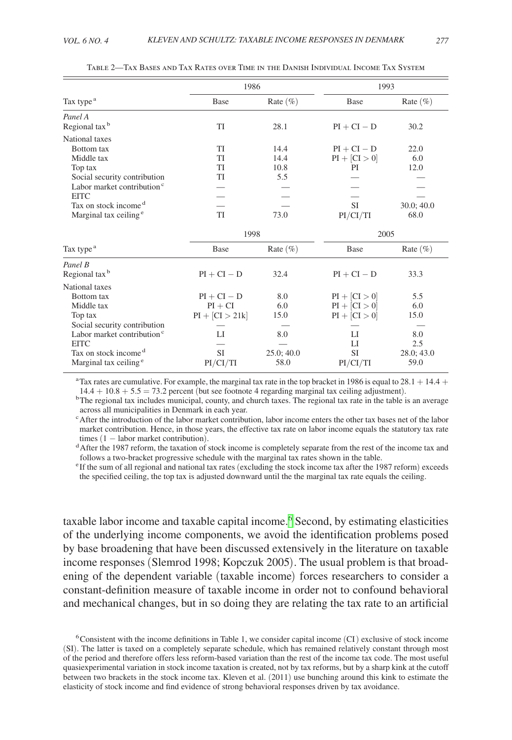Table 2—Tax Bases and Tax Rates over Time in the Danish Individual Income Tax System

| Tax type[a] | 1986 | | 1993 | |
|---|---|---|---|---|
| | Base | Rate (%) | Base | Rate (%) |
| *Panel A* | | | | |
| Regional tax[b] | TI | 28.1 | PI + CI − D | 30.2 |
| National taxes | | | | |
| Bottom tax | TI | 14.4 | PI + CI − D | 22.0 |
| Middle tax | TI | 14.4 | PI + [CI > 0] | 6.0 |
| Top tax | TI | 10.8 | PI | 12.0 |
| Social security contribution | TI | 5.5 | — | — |
| Labor market contribution[c] | — | — | — | — |
| EITC | — | — | — | — |
| Tax on stock income[d] | — | — | SI | 30.0; 40.0 |
| Marginal tax ceiling[e] | TI | 73.0 | PI/CI/TI | 68.0 |

| Tax type[a] | 1998 | | 2005 | |
|---|---|---|---|---|
| | Base | Rate (%) | Base | Rate (%) |
| *Panel B* | | | | |
| Regional tax[b] | PI + CI − D | 32.4 | PI + CI − D | 33.3 |
| National taxes | | | | |
| Bottom tax | PI + CI − D | 8.0 | PI + [CI > 0] | 5.5 |
| Middle tax | PI + CI | 6.0 | PI + [CI > 0] | 6.0 |
| Top tax | PI + [CI > 21k] | 15.0 | PI + [CI > 0] | 15.0 |
| Social security contribution | — | — | — | — |
| Labor market contribution[c] | LI | 8.0 | LI | 8.0 |
| EITC | — | — | LI | 2.5 |
| Tax on stock income[d] | SI | 25.0; 40.0 | SI | 28.0; 43.0 |
| Marginal tax ceiling[e] | PI/CI/TI | 58.0 | PI/CI/TI | 59.0 |

[a] Tax rates are cumulative. For example, the marginal tax rate in the top bracket in 1986 is equal to $28.1 + 14.4 + 14.4 + 10.8 + 5.5 = 73.2$ percent (but see footnote 4 regarding marginal tax ceiling adjustment).
[b] The regional tax includes municipal, county, and church taxes. The regional tax rate in the table is an average across all municipalities in Denmark in each year.
[c] After the introduction of the labor market contribution, labor income enters the other tax bases net of the labor market contribution. Hence, in those years, the effective tax rate on labor income equals the statutory tax rate times (1 − labor market contribution).
[d] After the 1987 reform, the taxation of stock income is completely separate from the rest of the income tax and follows a two-bracket progressive schedule with the marginal tax rates shown in the table.
[e] If the sum of all regional and national tax rates (excluding the stock income tax after the 1987 reform) exceeds the specified ceiling, the top tax is adjusted downward until the the marginal tax rate equals the ceiling.

taxable labor income and taxable capital income.[6] Second, by estimating elasticities of the underlying income components, we avoid the identification problems posed by base broadening that have been discussed extensively in the literature on taxable income responses (Slemrod 1998; Kopczuk 2005). The usual problem is that broadening of the dependent variable (taxable income) forces researchers to consider a constant-definition measure of taxable income in order not to confound behavioral and mechanical changes, but in so doing they are relating the tax rate to an artificial

[6] Consistent with the income definitions in Table 1, we consider capital income (CI) exclusive of stock income (SI). The latter is taxed on a completely separate schedule, which has remained relatively constant through most of the period and therefore offers less reform-based variation than the rest of the income tax code. The most useful quasiexperimental variation in stock income taxation is created, not by tax reforms, but by a sharp kink at the cutoff between two brackets in the stock income tax. Kleven et al. (2011) use bunching around this kink to estimate the elasticity of stock income and find evidence of strong behavioral responses driven by tax avoidance.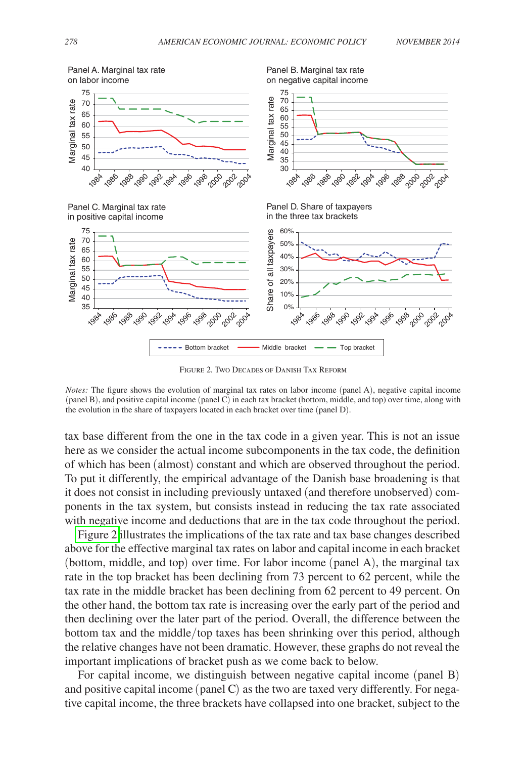FIGURE 2. TWO DECADES OF DANISH TAX REFORM

*Notes:* The figure shows the evolution of marginal tax rates on labor income (panel A), negative capital income (panel B), and positive capital income (panel C) in each tax bracket (bottom, middle, and top) over time, along with the evolution in the share of taxpayers located in each bracket over time (panel D).

tax base different from the one in the tax code in a given year. This is not an issue here as we consider the actual income subcomponents in the tax code, the definition of which has been (almost) constant and which are observed throughout the period. To put it differently, the empirical advantage of the Danish base broadening is that it does not consist in including previously untaxed (and therefore unobserved) components in the tax system, but consists instead in reducing the tax rate associated with negative income and deductions that are in the tax code throughout the period.

Figure 2 illustrates the implications of the tax rate and tax base changes described above for the effective marginal tax rates on labor and capital income in each bracket (bottom, middle, and top) over time. For labor income (panel A), the marginal tax rate in the top bracket has been declining from 73 percent to 62 percent, while the tax rate in the middle bracket has been declining from 62 percent to 49 percent. On the other hand, the bottom tax rate is increasing over the early part of the period and then declining over the later part of the period. Overall, the difference between the bottom tax and the middle/top taxes has been shrinking over this period, although the relative changes have not been dramatic. However, these graphs do not reveal the important implications of bracket push as we come back to below.

For capital income, we distinguish between negative capital income (panel B) and positive capital income (panel C) as the two are taxed very differently. For negative capital income, the three brackets have collapsed into one bracket, subject to the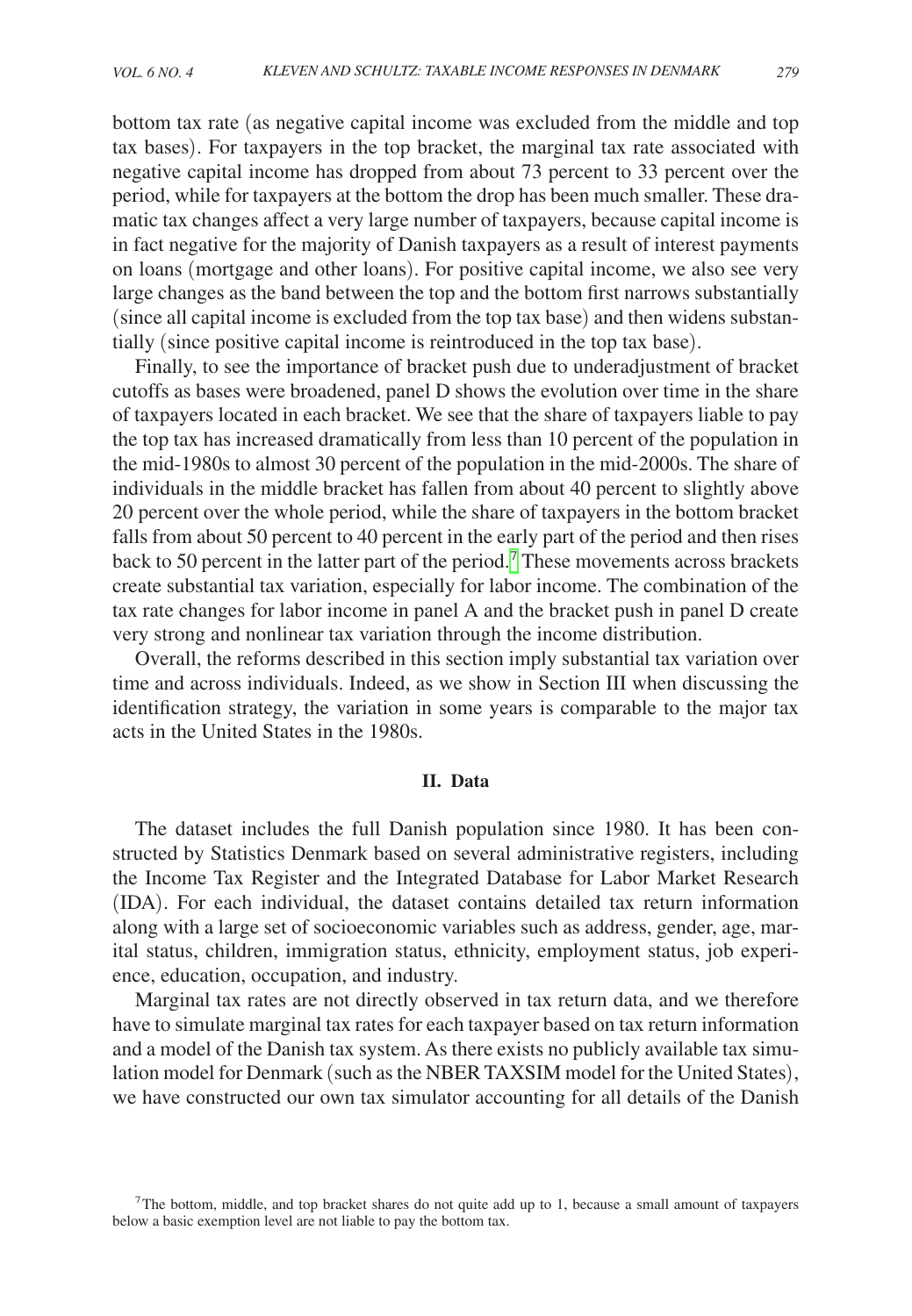bottom tax rate (as negative capital income was excluded from the middle and top tax bases). For taxpayers in the top bracket, the marginal tax rate associated with negative capital income has dropped from about 73 percent to 33 percent over the period, while for taxpayers at the bottom the drop has been much smaller. These dramatic tax changes affect a very large number of taxpayers, because capital income is in fact negative for the majority of Danish taxpayers as a result of interest payments on loans (mortgage and other loans). For positive capital income, we also see very large changes as the band between the top and the bottom first narrows substantially (since all capital income is excluded from the top tax base) and then widens substantially (since positive capital income is reintroduced in the top tax base).

Finally, to see the importance of bracket push due to underadjustment of bracket cutoffs as bases were broadened, panel D shows the evolution over time in the share of taxpayers located in each bracket. We see that the share of taxpayers liable to pay the top tax has increased dramatically from less than 10 percent of the population in the mid-1980s to almost 30 percent of the population in the mid-2000s. The share of individuals in the middle bracket has fallen from about 40 percent to slightly above 20 percent over the whole period, while the share of taxpayers in the bottom bracket falls from about 50 percent to 40 percent in the early part of the period and then rises back to 50 percent in the latter part of the period.[7] These movements across brackets create substantial tax variation, especially for labor income. The combination of the tax rate changes for labor income in panel A and the bracket push in panel D create very strong and nonlinear tax variation through the income distribution.

Overall, the reforms described in this section imply substantial tax variation over time and across individuals. Indeed, as we show in Section III when discussing the identification strategy, the variation in some years is comparable to the major tax acts in the United States in the 1980s.

## II. Data

The dataset includes the full Danish population since 1980. It has been constructed by Statistics Denmark based on several administrative registers, including the Income Tax Register and the Integrated Database for Labor Market Research (IDA). For each individual, the dataset contains detailed tax return information along with a large set of socioeconomic variables such as address, gender, age, marital status, children, immigration status, ethnicity, employment status, job experience, education, occupation, and industry.

Marginal tax rates are not directly observed in tax return data, and we therefore have to simulate marginal tax rates for each taxpayer based on tax return information and a model of the Danish tax system. As there exists no publicly available tax simulation model for Denmark (such as the NBER TAXSIM model for the United States), we have constructed our own tax simulator accounting for all details of the Danish

[7] The bottom, middle, and top bracket shares do not quite add up to 1, because a small amount of taxpayers below a basic exemption level are not liable to pay the bottom tax.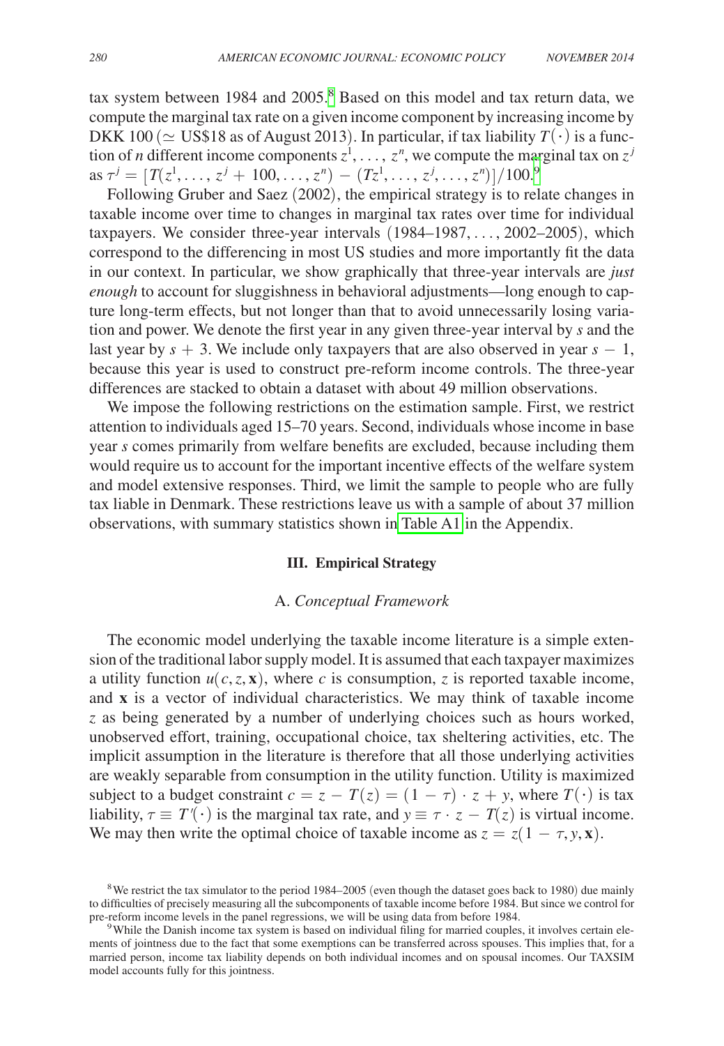tax system between 1984 and 2005.[8] Based on this model and tax return data, we compute the marginal tax rate on a given income component by increasing income by DKK 100 ($\simeq$ US\$18 as of August 2013). In particular, if tax liability $T(\cdot)$ is a function of *n* different income components $z^1, \ldots, z^n$, we compute the marginal tax on $z^j$ as $\tau^j = [T(z^1, \ldots, z^j + 100, \ldots, z^n) - (Tz^1, \ldots, z^j, \ldots, z^n)]/100$.[9]

Following Gruber and Saez (2002), the empirical strategy is to relate changes in taxable income over time to changes in marginal tax rates over time for individual taxpayers. We consider three-year intervals (1984–1987, . . . , 2002–2005), which correspond to the differencing in most US studies and more importantly fit the data in our context. In particular, we show graphically that three-year intervals are *just enough* to account for sluggishness in behavioral adjustments—long enough to capture long-term effects, but not longer than that to avoid unnecessarily losing variation and power. We denote the first year in any given three-year interval by $s$ and the last year by $s + 3$. We include only taxpayers that are also observed in year $s - 1$, because this year is used to construct pre-reform income controls. The three-year differences are stacked to obtain a dataset with about 49 million observations.

We impose the following restrictions on the estimation sample. First, we restrict attention to individuals aged 15–70 years. Second, individuals whose income in base year $s$ comes primarily from welfare benefits are excluded, because including them would require us to account for the important incentive effects of the welfare system and model extensive responses. Third, we limit the sample to people who are fully tax liable in Denmark. These restrictions leave us with a sample of about 37 million observations, with summary statistics shown in Table A1 in the Appendix.

## III. Empirical Strategy

### A. *Conceptual Framework*

The economic model underlying the taxable income literature is a simple extension of the traditional labor supply model. It is assumed that each taxpayer maximizes a utility function $u(c, z, \mathbf{x})$, where $c$ is consumption, $z$ is reported taxable income, and $\mathbf{x}$ is a vector of individual characteristics. We may think of taxable income $z$ as being generated by a number of underlying choices such as hours worked, unobserved effort, training, occupational choice, tax sheltering activities, etc. The implicit assumption in the literature is therefore that all those underlying activities are weakly separable from consumption in the utility function. Utility is maximized subject to a budget constraint $c = z - T(z) = (1 - \tau) \cdot z + y$, where $T(\cdot)$ is tax liability, $\tau \equiv T'(\cdot)$ is the marginal tax rate, and $y \equiv \tau \cdot z - T(z)$ is virtual income. We may then write the optimal choice of taxable income as $z = z(1 - \tau, y, \mathbf{x})$.

[8] We restrict the tax simulator to the period 1984–2005 (even though the dataset goes back to 1980) due mainly to difficulties of precisely measuring all the subcomponents of taxable income before 1984. But since we control for pre-reform income levels in the panel regressions, we will be using data from before 1984.

[9] While the Danish income tax system is based on individual filing for married couples, it involves certain elements of jointness due to the fact that some exemptions can be transferred across spouses. This implies that, for a married person, income tax liability depends on both individual incomes and on spousal incomes. Our TAXSIM model accounts fully for this jointness.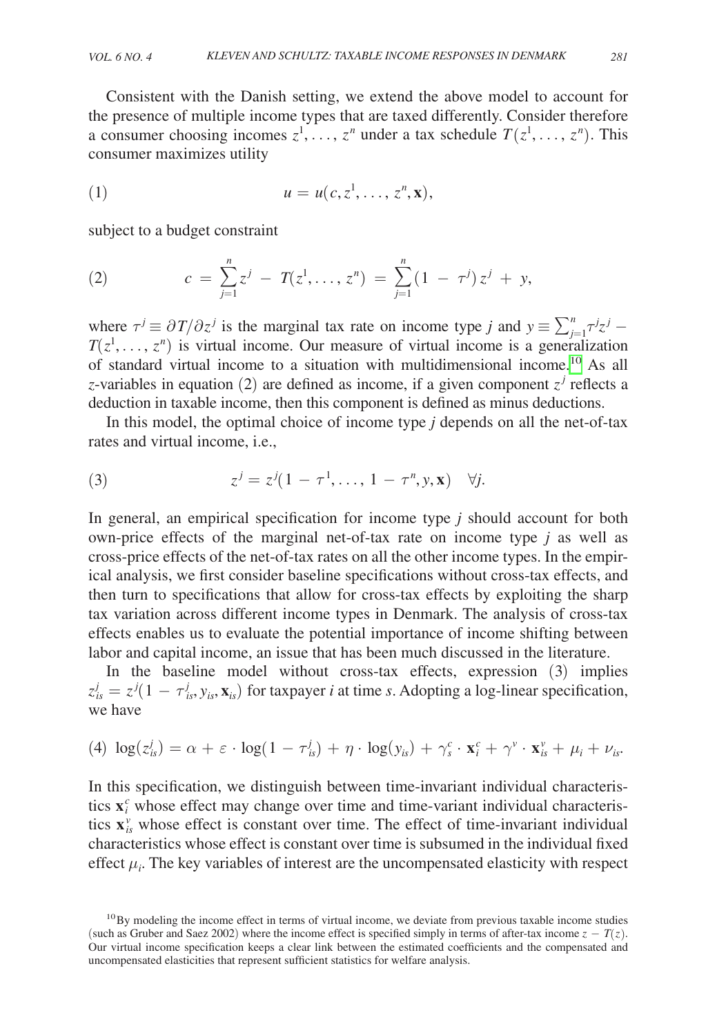Consistent with the Danish setting, we extend the above model to account for the presence of multiple income types that are taxed differently. Consider therefore a consumer choosing incomes $z^1, \ldots, z^n$ under a tax schedule $T(z^1, \ldots, z^n)$. This consumer maximizes utility

$$(1) \qquad u = u(c, z^1, \ldots, z^n, \mathbf{x}),$$

subject to a budget constraint

$$(2) \qquad c = \sum_{j=1}^{n} z^j - T(z^1, \ldots, z^n) = \sum_{j=1}^{n} (1 - \tau^j)\, z^j + y,$$

where $\tau^j \equiv \partial T / \partial z^j$ is the marginal tax rate on income type $j$ and $y \equiv \sum_{j=1}^{n} \tau^j z^j - T(z^1, \ldots, z^n)$ is virtual income. Our measure of virtual income is a generalization of standard virtual income to a situation with multidimensional income.[10] As all $z$-variables in equation (2) are defined as income, if a given component $z^j$ reflects a deduction in taxable income, then this component is defined as minus deductions.

In this model, the optimal choice of income type $j$ depends on all the net-of-tax rates and virtual income, i.e.,

$$(3) \qquad z^j = z^j(1 - \tau^1, \ldots, 1 - \tau^n, y, \mathbf{x}) \quad \forall j.$$

In general, an empirical specification for income type $j$ should account for both own-price effects of the marginal net-of-tax rate on income type $j$ as well as cross-price effects of the net-of-tax rates on all the other income types. In the empirical analysis, we first consider baseline specifications without cross-tax effects, and then turn to specifications that allow for cross-tax effects by exploiting the sharp tax variation across different income types in Denmark. The analysis of cross-tax effects enables us to evaluate the potential importance of income shifting between labor and capital income, an issue that has been much discussed in the literature.

In the baseline model without cross-tax effects, expression (3) implies $z_{is}^j = z^j(1 - \tau_{is}^j, y_{is}, \mathbf{x}_{is})$ for taxpayer $i$ at time $s$. Adopting a log-linear specification, we have

$$(4) \quad \log(z_{is}^j) = \alpha + \varepsilon \cdot \log(1 - \tau_{is}^j) + \eta \cdot \log(y_{is}) + \gamma_s^c \cdot \mathbf{x}_i^c + \gamma^v \cdot \mathbf{x}_{is}^v + \mu_i + \nu_{is}.$$

In this specification, we distinguish between time-invariant individual characteristics $\mathbf{x}_i^c$ whose effect may change over time and time-variant individual characteristics $\mathbf{x}_{is}^v$ whose effect is constant over time. The effect of time-invariant individual characteristics whose effect is constant over time is subsumed in the individual fixed effect $\mu_i$. The key variables of interest are the uncompensated elasticity with respect

[10] By modeling the income effect in terms of virtual income, we deviate from previous taxable income studies (such as Gruber and Saez 2002) where the income effect is specified simply in terms of after-tax income $z - T(z)$. Our virtual income specification keeps a clear link between the estimated coefficients and the compensated and uncompensated elasticities that represent sufficient statistics for welfare analysis.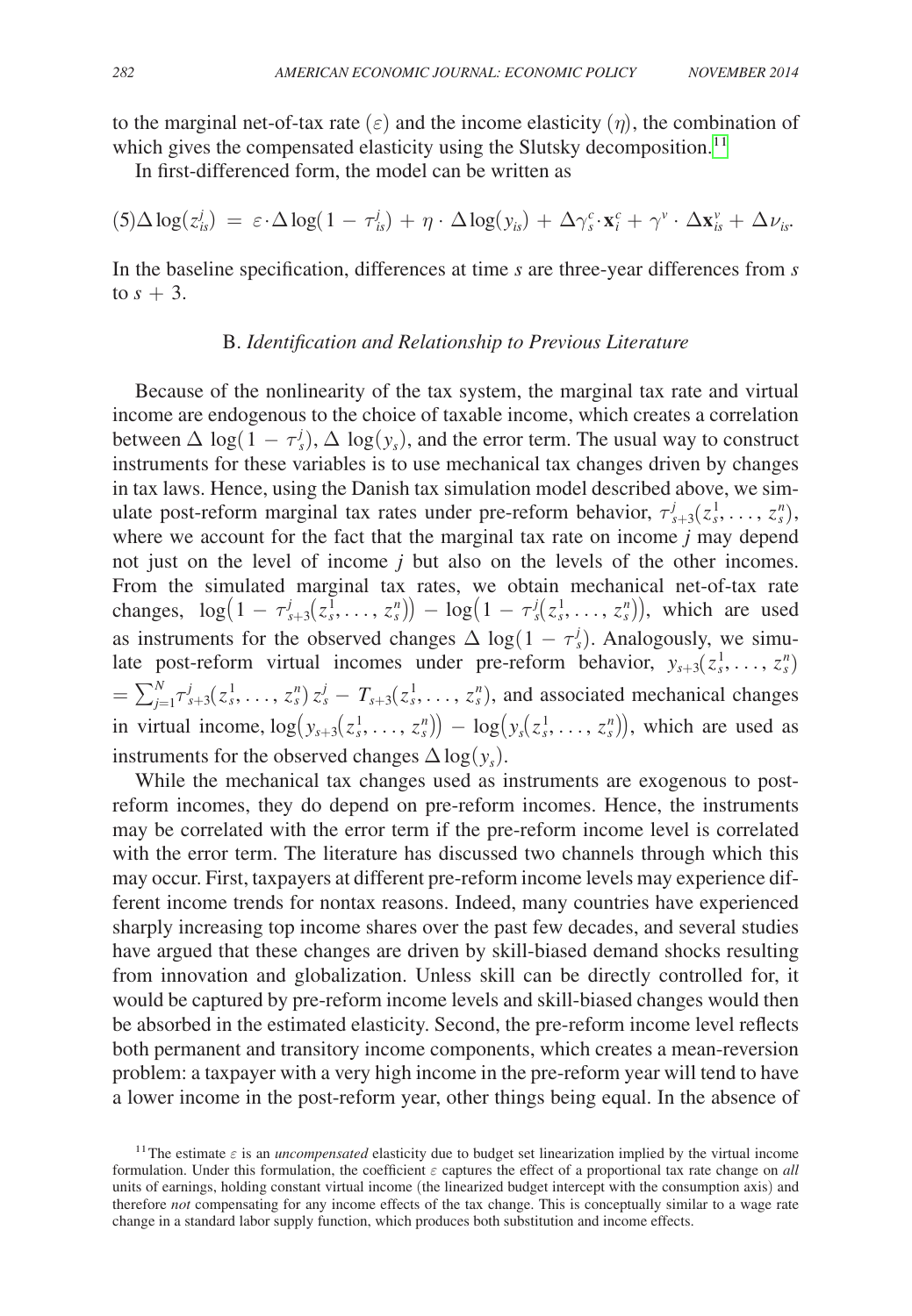to the marginal net-of-tax rate ($\varepsilon$) and the income elasticity ($\eta$), the combination of which gives the compensated elasticity using the Slutsky decomposition.[11]

In first-differenced form, the model can be written as

$$(5)\Delta \log(z_{is}^{j}) = \varepsilon \cdot \Delta \log(1 - \tau_{is}^{j}) + \eta \cdot \Delta \log(y_{is}) + \Delta\gamma_{s}^{c} \cdot \mathbf{x}_{i}^{c} + \gamma^{v} \cdot \Delta \mathbf{x}_{is}^{v} + \Delta \nu_{is}.$$

In the baseline specification, differences at time $s$ are three-year differences from $s$ to $s + 3$.

### B. *Identification and Relationship to Previous Literature*

Because of the nonlinearity of the tax system, the marginal tax rate and virtual income are endogenous to the choice of taxable income, which creates a correlation between $\Delta \log(1 - \tau_{s}^{j})$, $\Delta \log(y_{s})$, and the error term. The usual way to construct instruments for these variables is to use mechanical tax changes driven by changes in tax laws. Hence, using the Danish tax simulation model described above, we simulate post-reform marginal tax rates under pre-reform behavior, $\tau_{s+3}^{j}(z_{s}^{1}, \ldots, z_{s}^{n})$, where we account for the fact that the marginal tax rate on income $j$ may depend not just on the level of income $j$ but also on the levels of the other incomes. From the simulated marginal tax rates, we obtain mechanical net-of-tax rate changes, $\log\big(1 - \tau_{s+3}^{j}(z_{s}^{1}, \ldots, z_{s}^{n})\big) - \log\big(1 - \tau_{s}^{j}(z_{s}^{1}, \ldots, z_{s}^{n})\big)$, which are used as instruments for the observed changes $\Delta \log(1 - \tau_{s}^{j})$. Analogously, we simulate post-reform virtual incomes under pre-reform behavior, $y_{s+3}(z_{s}^{1}, \ldots, z_{s}^{n}) = \sum_{j=1}^{N} \tau_{s+3}^{j}(z_{s}^{1}, \ldots, z_{s}^{n})\, z_{s}^{j} - T_{s+3}(z_{s}^{1}, \ldots, z_{s}^{n})$, and associated mechanical changes in virtual income, $\log\big(y_{s+3}(z_{s}^{1}, \ldots, z_{s}^{n})\big) - \log\big(y_{s}(z_{s}^{1}, \ldots, z_{s}^{n})\big)$, which are used as instruments for the observed changes $\Delta \log(y_{s})$.

While the mechanical tax changes used as instruments are exogenous to post-reform incomes, they do depend on pre-reform incomes. Hence, the instruments may be correlated with the error term if the pre-reform income level is correlated with the error term. The literature has discussed two channels through which this may occur. First, taxpayers at different pre-reform income levels may experience different income trends for nontax reasons. Indeed, many countries have experienced sharply increasing top income shares over the past few decades, and several studies have argued that these changes are driven by skill-biased demand shocks resulting from innovation and globalization. Unless skill can be directly controlled for, it would be captured by pre-reform income levels and skill-biased changes would then be absorbed in the estimated elasticity. Second, the pre-reform income level reflects both permanent and transitory income components, which creates a mean-reversion problem: a taxpayer with a very high income in the pre-reform year will tend to have a lower income in the post-reform year, other things being equal. In the absence of

[11] The estimate $\varepsilon$ is an *uncompensated* elasticity due to budget set linearization implied by the virtual income formulation. Under this formulation, the coefficient $\varepsilon$ captures the effect of a proportional tax rate change on *all* units of earnings, holding constant virtual income (the linearized budget intercept with the consumption axis) and therefore *not* compensating for any income effects of the tax change. This is conceptually similar to a wage rate change in a standard labor supply function, which produces both substitution and income effects.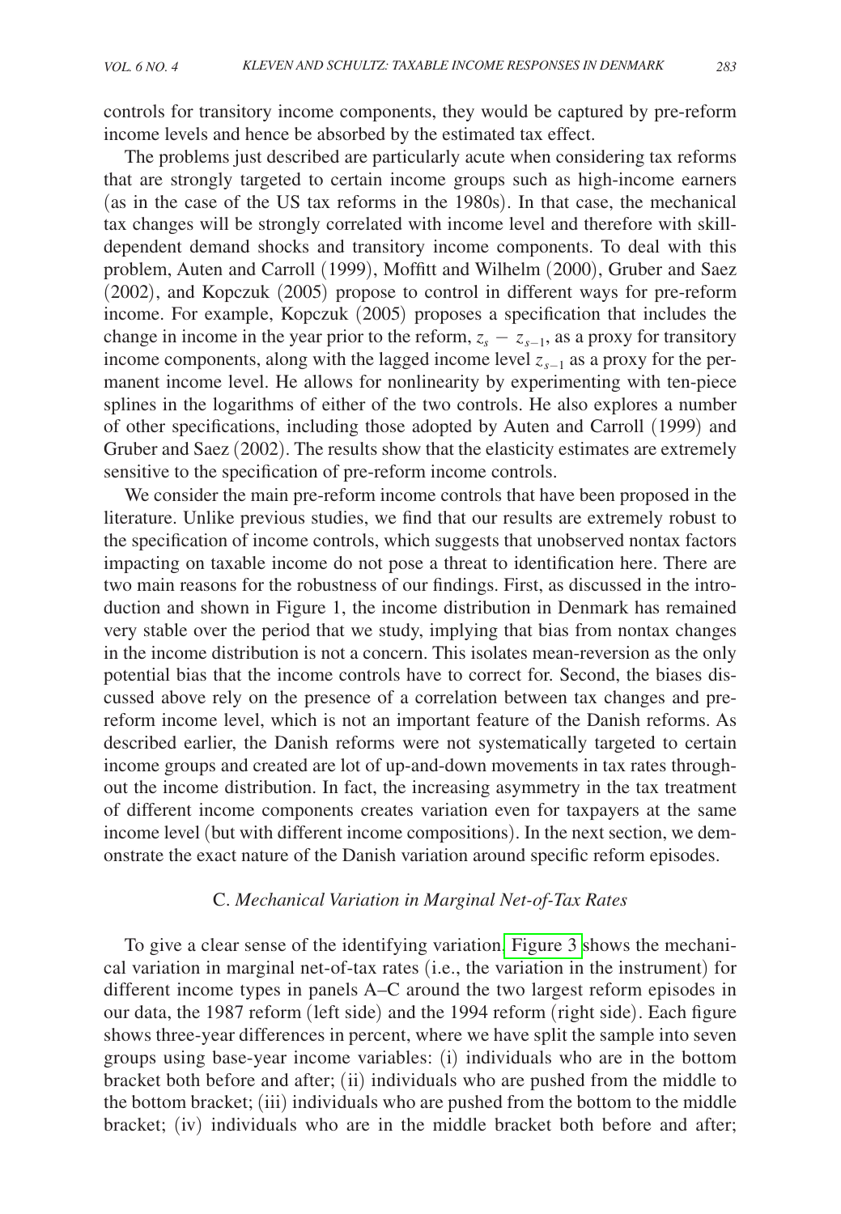controls for transitory income components, they would be captured by pre-reform income levels and hence be absorbed by the estimated tax effect.

The problems just described are particularly acute when considering tax reforms that are strongly targeted to certain income groups such as high-income earners (as in the case of the US tax reforms in the 1980s). In that case, the mechanical tax changes will be strongly correlated with income level and therefore with skill-dependent demand shocks and transitory income components. To deal with this problem, Auten and Carroll (1999), Moffitt and Wilhelm (2000), Gruber and Saez (2002), and Kopczuk (2005) propose to control in different ways for pre-reform income. For example, Kopczuk (2005) proposes a specification that includes the change in income in the year prior to the reform, $z_s - z_{s-1}$, as a proxy for transitory income components, along with the lagged income level $z_{s-1}$ as a proxy for the permanent income level. He allows for nonlinearity by experimenting with ten-piece splines in the logarithms of either of the two controls. He also explores a number of other specifications, including those adopted by Auten and Carroll (1999) and Gruber and Saez (2002). The results show that the elasticity estimates are extremely sensitive to the specification of pre-reform income controls.

We consider the main pre-reform income controls that have been proposed in the literature. Unlike previous studies, we find that our results are extremely robust to the specification of income controls, which suggests that unobserved nontax factors impacting on taxable income do not pose a threat to identification here. There are two main reasons for the robustness of our findings. First, as discussed in the introduction and shown in Figure 1, the income distribution in Denmark has remained very stable over the period that we study, implying that bias from nontax changes in the income distribution is not a concern. This isolates mean-reversion as the only potential bias that the income controls have to correct for. Second, the biases discussed above rely on the presence of a correlation between tax changes and pre-reform income level, which is not an important feature of the Danish reforms. As described earlier, the Danish reforms were not systematically targeted to certain income groups and created are lot of up-and-down movements in tax rates throughout the income distribution. In fact, the increasing asymmetry in the tax treatment of different income components creates variation even for taxpayers at the same income level (but with different income compositions). In the next section, we demonstrate the exact nature of the Danish variation around specific reform episodes.

### C. *Mechanical Variation in Marginal Net-of-Tax Rates*

To give a clear sense of the identifying variation, Figure 3 shows the mechanical variation in marginal net-of-tax rates (i.e., the variation in the instrument) for different income types in panels A–C around the two largest reform episodes in our data, the 1987 reform (left side) and the 1994 reform (right side). Each figure shows three-year differences in percent, where we have split the sample into seven groups using base-year income variables: (i) individuals who are in the bottom bracket both before and after; (ii) individuals who are pushed from the middle to the bottom bracket; (iii) individuals who are pushed from the bottom to the middle bracket; (iv) individuals who are in the middle bracket both before and after;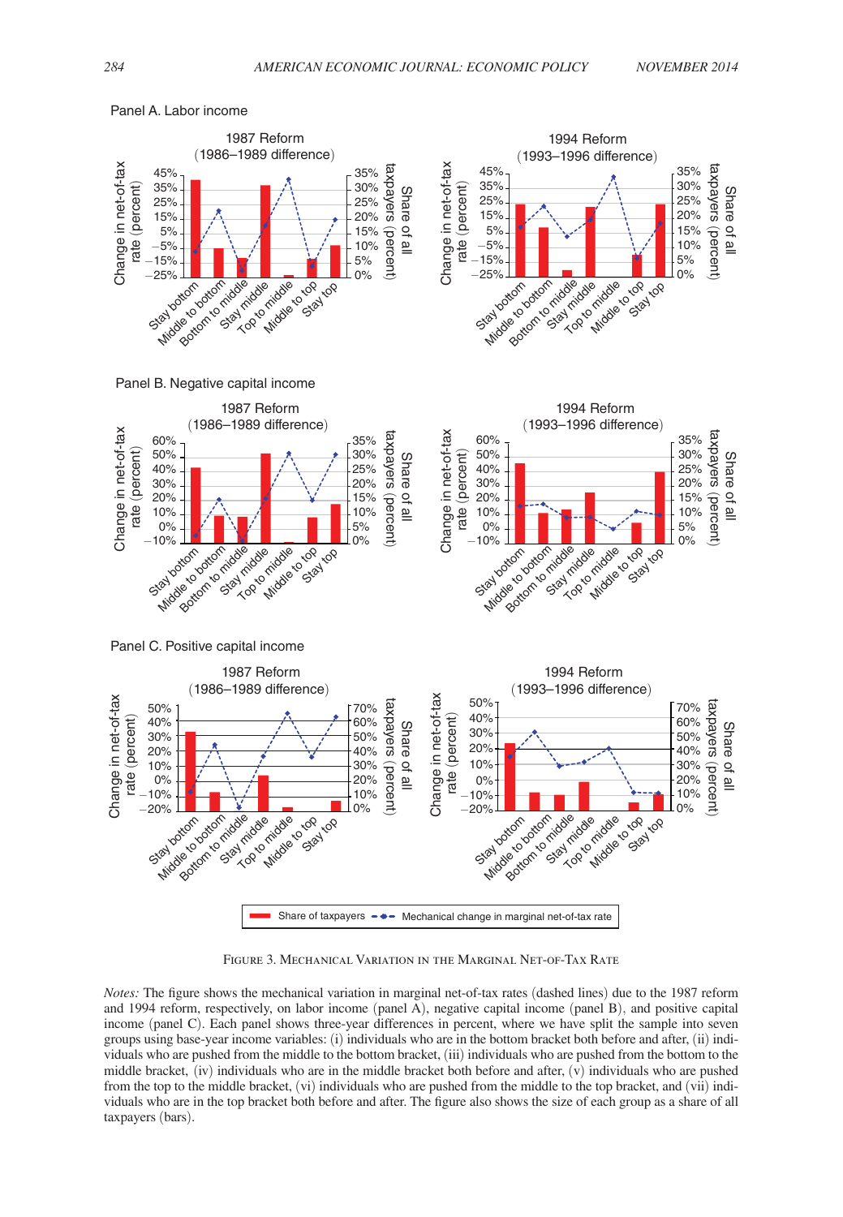Panel A. Labor income

Panel B. Negative capital income

Panel C. Positive capital income

Figure 3. Mechanical Variation in the Marginal Net-of-Tax Rate

*Notes:* The figure shows the mechanical variation in marginal net-of-tax rates (dashed lines) due to the 1987 reform and 1994 reform, respectively, on labor income (panel A), negative capital income (panel B), and positive capital income (panel C). Each panel shows three-year differences in percent, where we have split the sample into seven groups using base-year income variables: (i) individuals who are in the bottom bracket both before and after, (ii) individuals who are pushed from the middle to the bottom bracket, (iii) individuals who are pushed from the bottom to the middle bracket, (iv) individuals who are in the middle bracket both before and after, (v) individuals who are pushed from the top to the middle bracket, (vi) individuals who are pushed from the middle to the top bracket, and (vii) individuals who are in the top bracket both before and after. The figure also shows the size of each group as a share of all taxpayers (bars).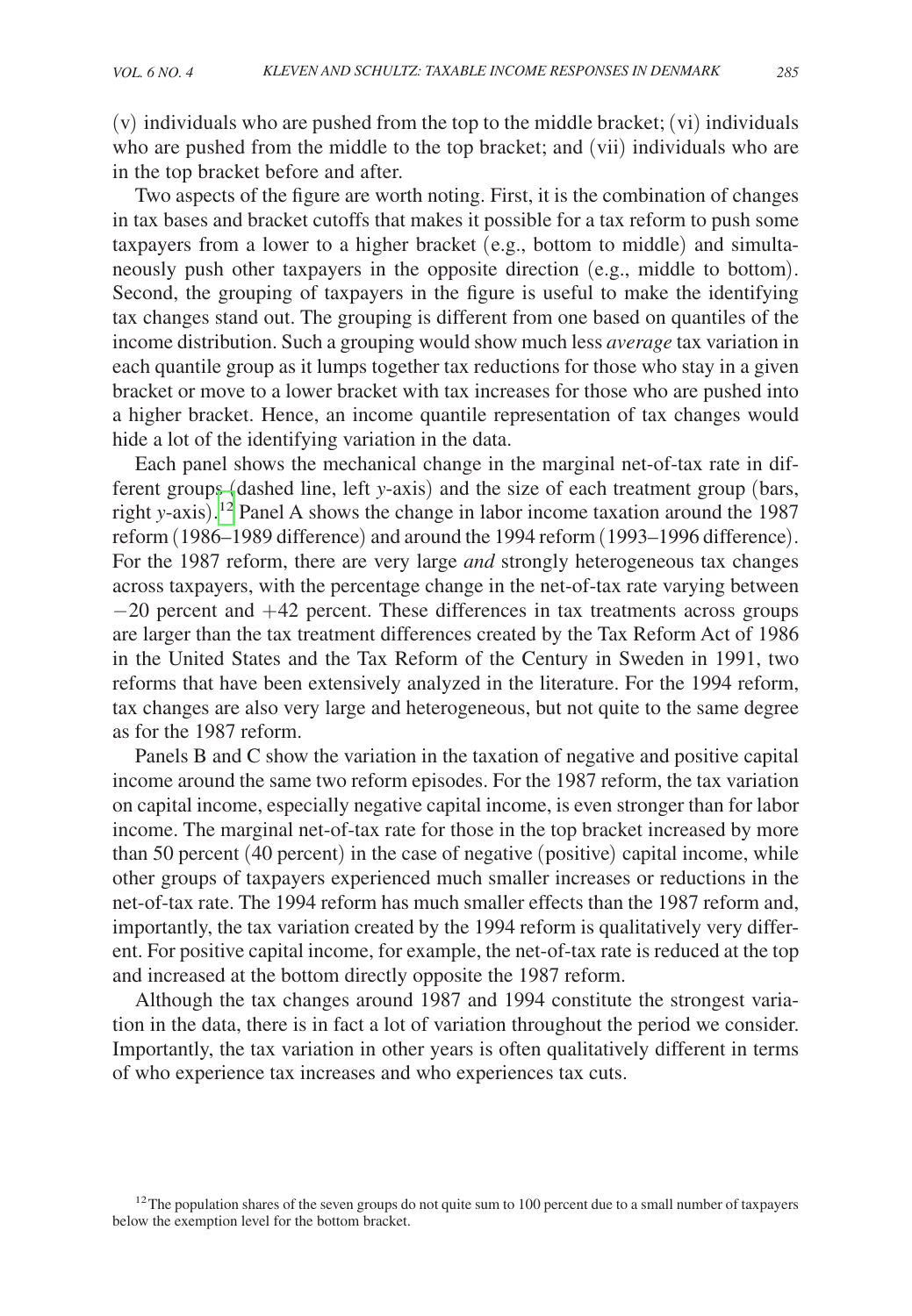(v) individuals who are pushed from the top to the middle bracket; (vi) individuals who are pushed from the middle to the top bracket; and (vii) individuals who are in the top bracket before and after.

Two aspects of the figure are worth noting. First, it is the combination of changes in tax bases and bracket cutoffs that makes it possible for a tax reform to push some taxpayers from a lower to a higher bracket (e.g., bottom to middle) and simultaneously push other taxpayers in the opposite direction (e.g., middle to bottom). Second, the grouping of taxpayers in the figure is useful to make the identifying tax changes stand out. The grouping is different from one based on quantiles of the income distribution. Such a grouping would show much less *average* tax variation in each quantile group as it lumps together tax reductions for those who stay in a given bracket or move to a lower bracket with tax increases for those who are pushed into a higher bracket. Hence, an income quantile representation of tax changes would hide a lot of the identifying variation in the data.

Each panel shows the mechanical change in the marginal net-of-tax rate in different groups (dashed line, left *y*-axis) and the size of each treatment group (bars, right *y*-axis).[12] Panel A shows the change in labor income taxation around the 1987 reform (1986–1989 difference) and around the 1994 reform (1993–1996 difference). For the 1987 reform, there are very large *and* strongly heterogeneous tax changes across taxpayers, with the percentage change in the net-of-tax rate varying between $-20$ percent and $+42$ percent. These differences in tax treatments across groups are larger than the tax treatment differences created by the Tax Reform Act of 1986 in the United States and the Tax Reform of the Century in Sweden in 1991, two reforms that have been extensively analyzed in the literature. For the 1994 reform, tax changes are also very large and heterogeneous, but not quite to the same degree as for the 1987 reform.

Panels B and C show the variation in the taxation of negative and positive capital income around the same two reform episodes. For the 1987 reform, the tax variation on capital income, especially negative capital income, is even stronger than for labor income. The marginal net-of-tax rate for those in the top bracket increased by more than 50 percent (40 percent) in the case of negative (positive) capital income, while other groups of taxpayers experienced much smaller increases or reductions in the net-of-tax rate. The 1994 reform has much smaller effects than the 1987 reform and, importantly, the tax variation created by the 1994 reform is qualitatively very different. For positive capital income, for example, the net-of-tax rate is reduced at the top and increased at the bottom directly opposite the 1987 reform.

Although the tax changes around 1987 and 1994 constitute the strongest variation in the data, there is in fact a lot of variation throughout the period we consider. Importantly, the tax variation in other years is often qualitatively different in terms of who experience tax increases and who experiences tax cuts.

[12] The population shares of the seven groups do not quite sum to 100 percent due to a small number of taxpayers below the exemption level for the bottom bracket.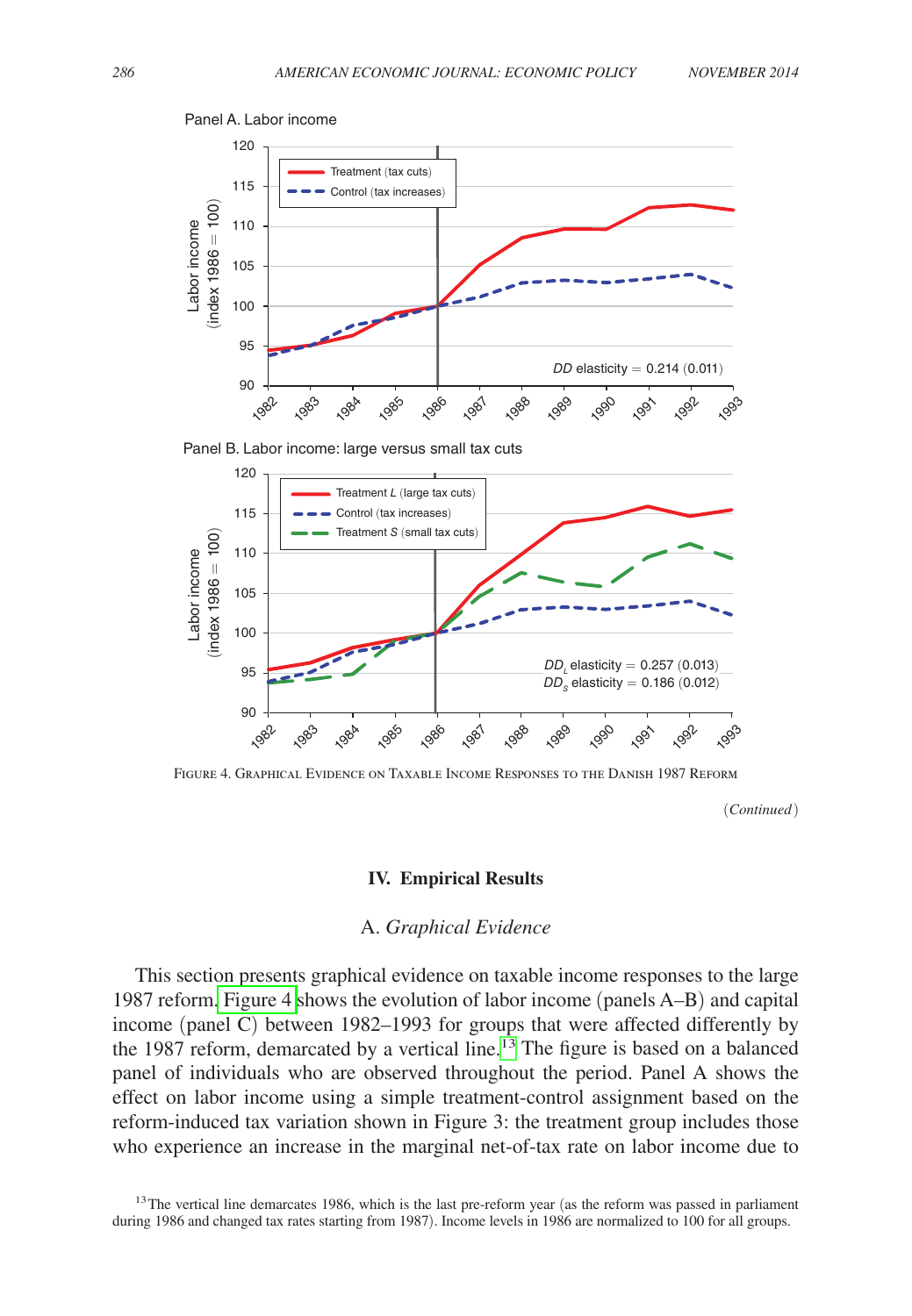FIGURE 4. GRAPHICAL EVIDENCE ON TAXABLE INCOME RESPONSES TO THE DANISH 1987 REFORM

(*Continued*)

## IV. Empirical Results

### A. *Graphical Evidence*

This section presents graphical evidence on taxable income responses to the large 1987 reform. Figure 4 shows the evolution of labor income (panels A–B) and capital income (panel C) between 1982–1993 for groups that were affected differently by the 1987 reform, demarcated by a vertical line.[13] The figure is based on a balanced panel of individuals who are observed throughout the period. Panel A shows the effect on labor income using a simple treatment-control assignment based on the reform-induced tax variation shown in Figure 3: the treatment group includes those who experience an increase in the marginal net-of-tax rate on labor income due to

[13] The vertical line demarcates 1986, which is the last pre-reform year (as the reform was passed in parliament during 1986 and changed tax rates starting from 1987). Income levels in 1986 are normalized to 100 for all groups.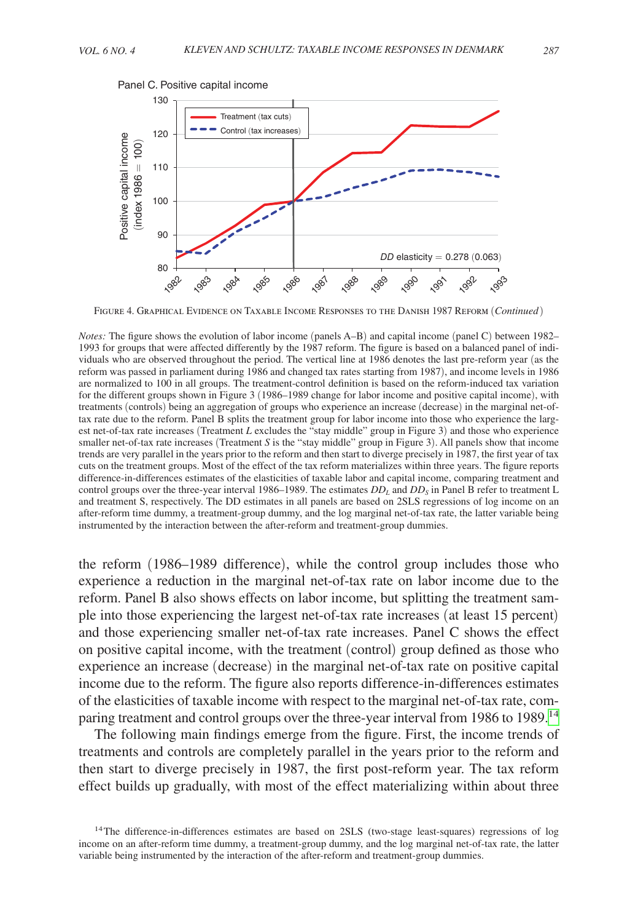Panel C. Positive capital income

Figure 4. Graphical Evidence on Taxable Income Responses to the Danish 1987 Reform (*Continued*)

*Notes:* The figure shows the evolution of labor income (panels A–B) and capital income (panel C) between 1982–1993 for groups that were affected differently by the 1987 reform. The figure is based on a balanced panel of individuals who are observed throughout the period. The vertical line at 1986 denotes the last pre-reform year (as the reform was passed in parliament during 1986 and changed tax rates starting from 1987), and income levels in 1986 are normalized to 100 in all groups. The treatment-control definition is based on the reform-induced tax variation for the different groups shown in Figure 3 (1986–1989 change for labor income and positive capital income), with treatments (controls) being an aggregation of groups who experience an increase (decrease) in the marginal net-of-tax rate due to the reform. Panel B splits the treatment group for labor income into those who experience the largest net-of-tax rate increases (Treatment *L* excludes the "stay middle" group in Figure 3) and those who experience smaller net-of-tax rate increases (Treatment *S* is the "stay middle" group in Figure 3). All panels show that income trends are very parallel in the years prior to the reform and then start to diverge precisely in 1987, the first year of tax cuts on the treatment groups. Most of the effect of the tax reform materializes within three years. The figure reports difference-in-differences estimates of the elasticities of taxable labor and capital income, comparing treatment and control groups over the three-year interval 1986–1989. The estimates $DD_L$ and $DD_S$ in Panel B refer to treatment L and treatment S, respectively. The DD estimates in all panels are based on 2SLS regressions of log income on an after-reform time dummy, a treatment-group dummy, and the log marginal net-of-tax rate, the latter variable being instrumented by the interaction between the after-reform and treatment-group dummies.

the reform (1986–1989 difference), while the control group includes those who experience a reduction in the marginal net-of-tax rate on labor income due to the reform. Panel B also shows effects on labor income, but splitting the treatment sample into those experiencing the largest net-of-tax rate increases (at least 15 percent) and those experiencing smaller net-of-tax rate increases. Panel C shows the effect on positive capital income, with the treatment (control) group defined as those who experience an increase (decrease) in the marginal net-of-tax rate on positive capital income due to the reform. The figure also reports difference-in-differences estimates of the elasticities of taxable income with respect to the marginal net-of-tax rate, comparing treatment and control groups over the three-year interval from 1986 to 1989.[14]

The following main findings emerge from the figure. First, the income trends of treatments and controls are completely parallel in the years prior to the reform and then start to diverge precisely in 1987, the first post-reform year. The tax reform effect builds up gradually, with most of the effect materializing within about three

[14] The difference-in-differences estimates are based on 2SLS (two-stage least-squares) regressions of log income on an after-reform time dummy, a treatment-group dummy, and the log marginal net-of-tax rate, the latter variable being instrumented by the interaction of the after-reform and treatment-group dummies.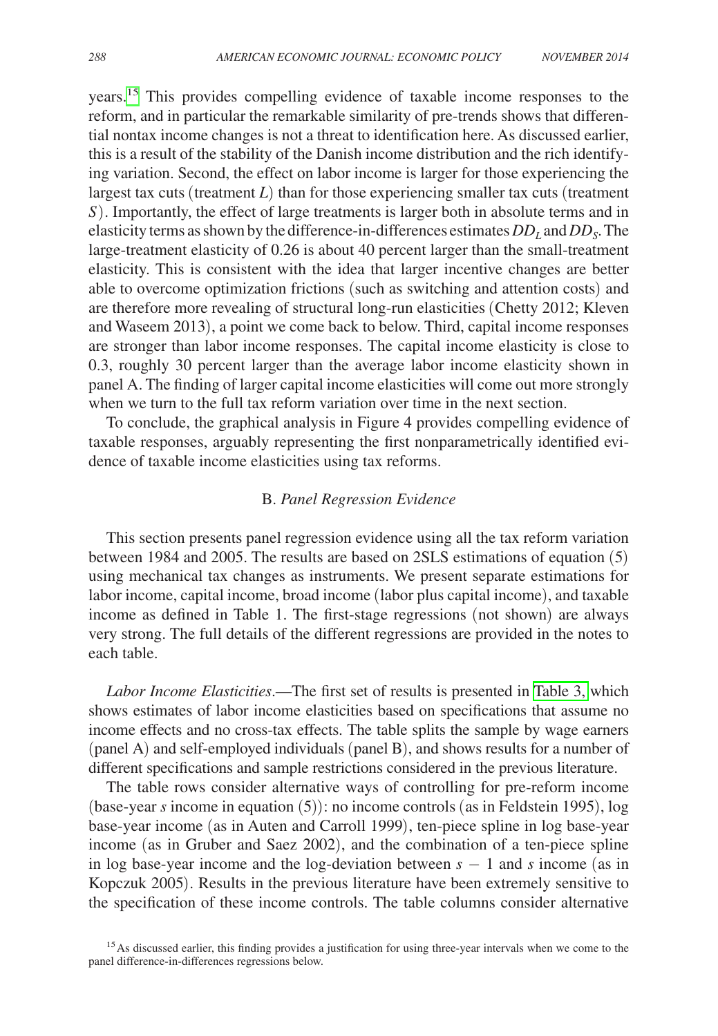years.[15] This provides compelling evidence of taxable income responses to the reform, and in particular the remarkable similarity of pre-trends shows that differential nontax income changes is not a threat to identification here. As discussed earlier, this is a result of the stability of the Danish income distribution and the rich identifying variation. Second, the effect on labor income is larger for those experiencing the largest tax cuts (treatment $L$) than for those experiencing smaller tax cuts (treatment $S$). Importantly, the effect of large treatments is larger both in absolute terms and in elasticity terms as shown by the difference-in-differences estimates $DD_L$ and $DD_S$. The large-treatment elasticity of 0.26 is about 40 percent larger than the small-treatment elasticity. This is consistent with the idea that larger incentive changes are better able to overcome optimization frictions (such as switching and attention costs) and are therefore more revealing of structural long-run elasticities (Chetty 2012; Kleven and Waseem 2013), a point we come back to below. Third, capital income responses are stronger than labor income responses. The capital income elasticity is close to 0.3, roughly 30 percent larger than the average labor income elasticity shown in panel A. The finding of larger capital income elasticities will come out more strongly when we turn to the full tax reform variation over time in the next section.

To conclude, the graphical analysis in Figure 4 provides compelling evidence of taxable responses, arguably representing the first nonparametrically identified evidence of taxable income elasticities using tax reforms.

## B. *Panel Regression Evidence*

This section presents panel regression evidence using all the tax reform variation between 1984 and 2005. The results are based on 2SLS estimations of equation (5) using mechanical tax changes as instruments. We present separate estimations for labor income, capital income, broad income (labor plus capital income), and taxable income as defined in Table 1. The first-stage regressions (not shown) are always very strong. The full details of the different regressions are provided in the notes to each table.

*Labor Income Elasticities*.—The first set of results is presented in Table 3, which shows estimates of labor income elasticities based on specifications that assume no income effects and no cross-tax effects. The table splits the sample by wage earners (panel A) and self-employed individuals (panel B), and shows results for a number of different specifications and sample restrictions considered in the previous literature.

The table rows consider alternative ways of controlling for pre-reform income (base-year $s$ income in equation (5)): no income controls (as in Feldstein 1995), log base-year income (as in Auten and Carroll 1999), ten-piece spline in log base-year income (as in Gruber and Saez 2002), and the combination of a ten-piece spline in log base-year income and the log-deviation between $s - 1$ and $s$ income (as in Kopczuk 2005). Results in the previous literature have been extremely sensitive to the specification of these income controls. The table columns consider alternative

[15] As discussed earlier, this finding provides a justification for using three-year intervals when we come to the panel difference-in-differences regressions below.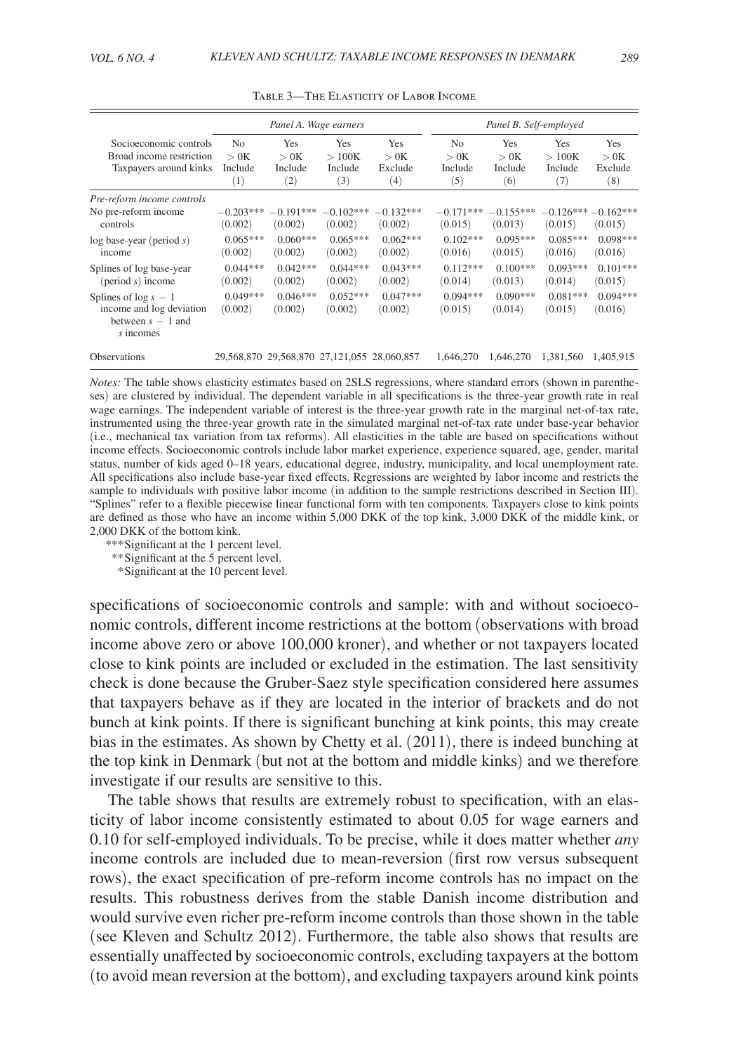Table 3—The Elasticity of Labor Income

| | Panel A. Wage earners | | | | Panel B. Self-employed | | | |
|---|---|---|---|---|---|---|---|---|
| Socioeconomic controls | No | Yes | Yes | Yes | No | Yes | Yes | Yes |
| Broad income restriction | > 0K | > 0K | > 100K | > 0K | > 0K | > 0K | > 100K | > 0K |
| Taxpayers around kinks | Include | Include | Include | Exclude | Include | Include | Include | Exclude |
| | (1) | (2) | (3) | (4) | (5) | (6) | (7) | (8) |
| *Pre-reform income controls* | | | | | | | | |
| No pre-reform income controls | −0.203*** | −0.191*** | −0.102*** | −0.132*** | −0.171*** | −0.155*** | −0.126*** | −0.162*** |
| | (0.002) | (0.002) | (0.002) | (0.002) | (0.015) | (0.013) | (0.015) | (0.015) |
| log base-year (period $s$) income | 0.065*** | 0.060*** | 0.065*** | 0.062*** | 0.102*** | 0.095*** | 0.085*** | 0.098*** |
| | (0.002) | (0.002) | (0.002) | (0.002) | (0.016) | (0.015) | (0.016) | (0.016) |
| Splines of log base-year (period $s$) income | 0.044*** | 0.042*** | 0.044*** | 0.043*** | 0.112*** | 0.100*** | 0.093*** | 0.101*** |
| | (0.002) | (0.002) | (0.002) | (0.002) | (0.014) | (0.013) | (0.014) | (0.015) |
| Splines of log $s - 1$ income and log deviation between $s - 1$ and $s$ incomes | 0.049*** | 0.046*** | 0.052*** | 0.047*** | 0.094*** | 0.090*** | 0.081*** | 0.094*** |
| | (0.002) | (0.002) | (0.002) | (0.002) | (0.015) | (0.014) | (0.015) | (0.016) |
| Observations | 29,568,870 | 29,568,870 | 27,121,055 | 28,060,857 | 1,646,270 | 1,646,270 | 1,381,560 | 1,405,915 |

*Notes:* The table shows elasticity estimates based on 2SLS regressions, where standard errors (shown in parentheses) are clustered by individual. The dependent variable in all specifications is the three-year growth rate in real wage earnings. The independent variable of interest is the three-year growth rate in the marginal net-of-tax rate, instrumented using the three-year growth rate in the simulated marginal net-of-tax rate under base-year behavior (i.e., mechanical tax variation from tax reforms). All elasticities in the table are based on specifications without income effects. Socioeconomic controls include labor market experience, experience squared, age, gender, marital status, number of kids aged 0–18 years, educational degree, industry, municipality, and local unemployment rate. All specifications also include base-year fixed effects. Regressions are weighted by labor income and restricts the sample to individuals with positive labor income (in addition to the sample restrictions described in Section III). "Splines" refer to a flexible piecewise linear functional form with ten components. Taxpayers close to kink points are defined as those who have an income within 5,000 DKK of the top kink, 3,000 DKK of the middle kink, or 2,000 DKK of the bottom kink.

***Significant at the 1 percent level.
**Significant at the 5 percent level.
*Significant at the 10 percent level.

specifications of socioeconomic controls and sample: with and without socioeconomic controls, different income restrictions at the bottom (observations with broad income above zero or above 100,000 kroner), and whether or not taxpayers located close to kink points are included or excluded in the estimation. The last sensitivity check is done because the Gruber-Saez style specification considered here assumes that taxpayers behave as if they are located in the interior of brackets and do not bunch at kink points. If there is significant bunching at kink points, this may create bias in the estimates. As shown by Chetty et al. (2011), there is indeed bunching at the top kink in Denmark (but not at the bottom and middle kinks) and we therefore investigate if our results are sensitive to this.

The table shows that results are extremely robust to specification, with an elasticity of labor income consistently estimated to about 0.05 for wage earners and 0.10 for self-employed individuals. To be precise, while it does matter whether *any* income controls are included due to mean-reversion (first row versus subsequent rows), the exact specification of pre-reform income controls has no impact on the results. This robustness derives from the stable Danish income distribution and would survive even richer pre-reform income controls than those shown in the table (see Kleven and Schultz 2012). Furthermore, the table also shows that results are essentially unaffected by socioeconomic controls, excluding taxpayers at the bottom (to avoid mean reversion at the bottom), and excluding taxpayers around kink points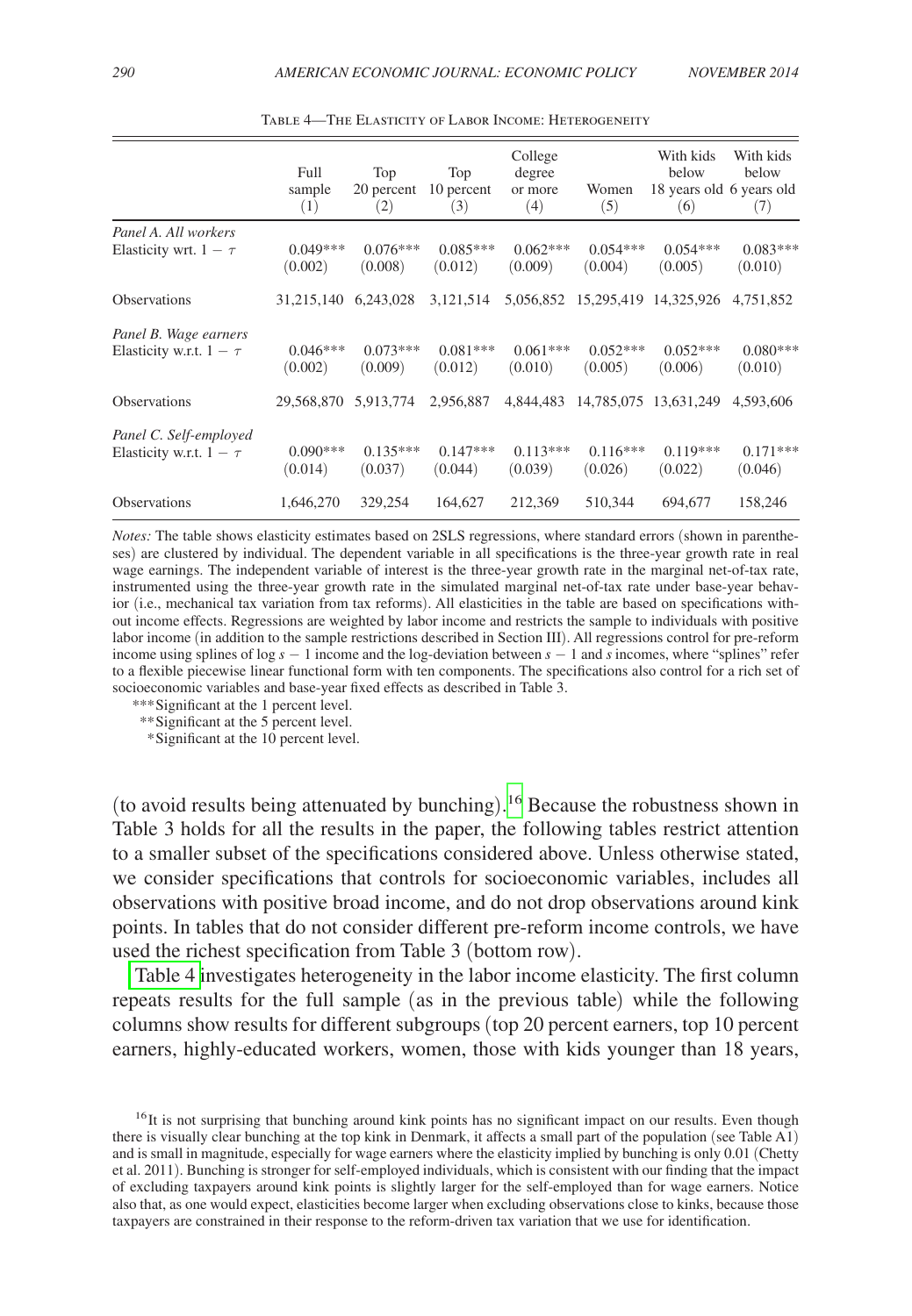Table 4—The Elasticity of Labor Income: Heterogeneity

| | Full sample (1) | Top 20 percent (2) | Top 10 percent (3) | College degree or more (4) | Women (5) | With kids below 18 years old (6) | With kids below 6 years old (7) |
|---|---|---|---|---|---|---|---|
| *Panel A. All workers* | | | | | | | |
| Elasticity wrt. $1 - \tau$ | 0.049*** | 0.076*** | 0.085*** | 0.062*** | 0.054*** | 0.054*** | 0.083*** |
| | (0.002) | (0.008) | (0.012) | (0.009) | (0.004) | (0.005) | (0.010) |
| Observations | 31,215,140 | 6,243,028 | 3,121,514 | 5,056,852 | 15,295,419 | 14,325,926 | 4,751,852 |
| *Panel B. Wage earners* | | | | | | | |
| Elasticity w.r.t. $1 - \tau$ | 0.046*** | 0.073*** | 0.081*** | 0.061*** | 0.052*** | 0.052*** | 0.080*** |
| | (0.002) | (0.009) | (0.012) | (0.010) | (0.005) | (0.006) | (0.010) |
| Observations | 29,568,870 | 5,913,774 | 2,956,887 | 4,844,483 | 14,785,075 | 13,631,249 | 4,593,606 |
| *Panel C. Self-employed* | | | | | | | |
| Elasticity w.r.t. $1 - \tau$ | 0.090*** | 0.135*** | 0.147*** | 0.113*** | 0.116*** | 0.119*** | 0.171*** |
| | (0.014) | (0.037) | (0.044) | (0.039) | (0.026) | (0.022) | (0.046) |
| Observations | 1,646,270 | 329,254 | 164,627 | 212,369 | 510,344 | 694,677 | 158,246 |

*Notes:* The table shows elasticity estimates based on 2SLS regressions, where standard errors (shown in parentheses) are clustered by individual. The dependent variable in all specifications is the three-year growth rate in real wage earnings. The independent variable of interest is the three-year growth rate in the marginal net-of-tax rate, instrumented using the three-year growth rate in the simulated marginal net-of-tax rate under base-year behavior (i.e., mechanical tax variation from tax reforms). All elasticities in the table are based on specifications without income effects. Regressions are weighted by labor income and restricts the sample to individuals with positive labor income (in addition to the sample restrictions described in Section III). All regressions control for pre-reform income using splines of log $s - 1$ income and the log-deviation between $s - 1$ and $s$ incomes, where "splines" refer to a flexible piecewise linear functional form with ten components. The specifications also control for a rich set of socioeconomic variables and base-year fixed effects as described in Table 3.

***Significant at the 1 percent level.
**Significant at the 5 percent level.
*Significant at the 10 percent level.

(to avoid results being attenuated by bunching).[16] Because the robustness shown in Table 3 holds for all the results in the paper, the following tables restrict attention to a smaller subset of the specifications considered above. Unless otherwise stated, we consider specifications that controls for socioeconomic variables, includes all observations with positive broad income, and do not drop observations around kink points. In tables that do not consider different pre-reform income controls, we have used the richest specification from Table 3 (bottom row).

Table 4 investigates heterogeneity in the labor income elasticity. The first column repeats results for the full sample (as in the previous table) while the following columns show results for different subgroups (top 20 percent earners, top 10 percent earners, highly-educated workers, women, those with kids younger than 18 years,

[16] It is not surprising that bunching around kink points has no significant impact on our results. Even though there is visually clear bunching at the top kink in Denmark, it affects a small part of the population (see Table A1) and is small in magnitude, especially for wage earners where the elasticity implied by bunching is only 0.01 (Chetty et al. 2011). Bunching is stronger for self-employed individuals, which is consistent with our finding that the impact of excluding taxpayers around kink points is slightly larger for the self-employed than for wage earners. Notice also that, as one would expect, elasticities become larger when excluding observations close to kinks, because those taxpayers are constrained in their response to the reform-driven tax variation that we use for identification.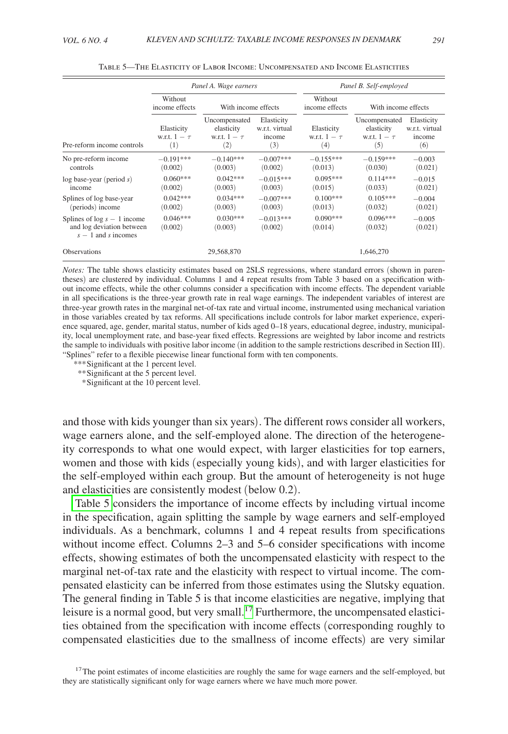Table 5—The Elasticity of Labor Income: Uncompensated and Income Elasticities

| | *Panel A. Wage earners* | | | *Panel B. Self-employed* | | |
|---|---|---|---|---|---|---|
| | Without income effects | With income effects | | Without income effects | With income effects | |
| Pre-reform income controls | Elasticity w.r.t. $1-\tau$ (1) | Uncompensated elasticity w.r.t. $1-\tau$ (2) | Elasticity w.r.t. virtual income (3) | Elasticity w.r.t. $1-\tau$ (4) | Uncompensated elasticity w.r.t. $1-\tau$ (5) | Elasticity w.r.t. virtual income (6) |
| No pre-reform income controls | −0.191*** (0.002) | −0.140*** (0.003) | −0.007*** (0.002) | −0.155*** (0.013) | −0.159*** (0.030) | −0.003 (0.021) |
| log base-year (period $s$) income | 0.060*** (0.002) | 0.042*** (0.003) | −0.015*** (0.003) | 0.095*** (0.015) | 0.114*** (0.033) | −0.015 (0.021) |
| Splines of log base-year (periods) income | 0.042*** (0.002) | 0.034*** (0.003) | −0.007*** (0.002) | 0.100*** (0.013) | 0.105*** (0.032) | −0.004 (0.021) |
| Splines of log $s-1$ income and log deviation between $s-1$ and $s$ incomes | 0.046*** (0.002) | 0.030*** (0.003) | −0.013*** (0.002) | 0.090*** (0.014) | 0.096*** (0.032) | −0.005 (0.021) |
| Observations | | 29,568,870 | | | 1,646,270 | |

*Notes:* The table shows elasticity estimates based on 2SLS regressions, where standard errors (shown in parentheses) are clustered by individual. Columns 1 and 4 repeat results from Table 3 based on a specification without income effects, while the other columns consider a specification with income effects. The dependent variable in all specifications is the three-year growth rate in real wage earnings. The independent variables of interest are three-year growth rates in the marginal net-of-tax rate and virtual income, instrumented using mechanical variation in those variables created by tax reforms. All specifications include controls for labor market experience, experience squared, age, gender, marital status, number of kids aged 0–18 years, educational degree, industry, municipality, local unemployment rate, and base-year fixed effects. Regressions are weighted by labor income and restricts the sample to individuals with positive labor income (in addition to the sample restrictions described in Section III). "Splines" refer to a flexible piecewise linear functional form with ten components.

***Significant at the 1 percent level.
**Significant at the 5 percent level.
*Significant at the 10 percent level.

and those with kids younger than six years). The different rows consider all workers, wage earners alone, and the self-employed alone. The direction of the heterogeneity corresponds to what one would expect, with larger elasticities for top earners, women and those with kids (especially young kids), and with larger elasticities for the self-employed within each group. But the amount of heterogeneity is not huge and elasticities are consistently modest (below 0.2).

Table 5 considers the importance of income effects by including virtual income in the specification, again splitting the sample by wage earners and self-employed individuals. As a benchmark, columns 1 and 4 repeat results from specifications without income effect. Columns 2–3 and 5–6 consider specifications with income effects, showing estimates of both the uncompensated elasticity with respect to the marginal net-of-tax rate and the elasticity with respect to virtual income. The compensated elasticity can be inferred from those estimates using the Slutsky equation. The general finding in Table 5 is that income elasticities are negative, implying that leisure is a normal good, but very small.[17] Furthermore, the uncompensated elasticities obtained from the specification with income effects (corresponding roughly to compensated elasticities due to the smallness of income effects) are very similar

[17] The point estimates of income elasticities are roughly the same for wage earners and the self-employed, but they are statistically significant only for wage earners where we have much more power.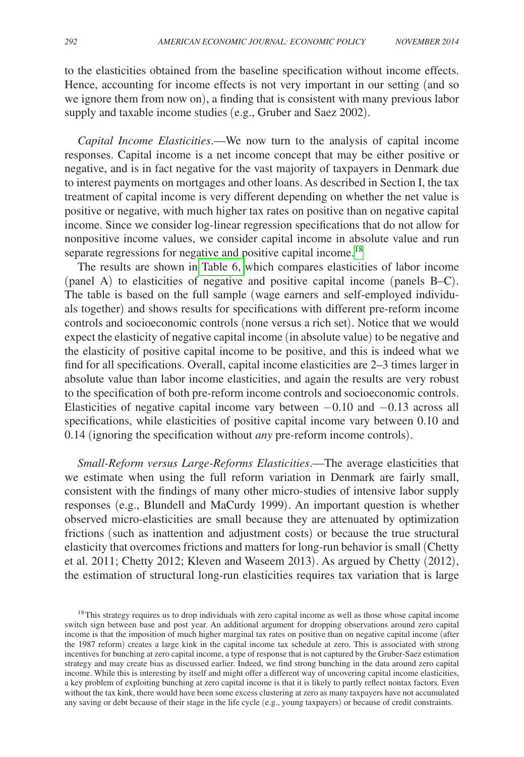to the elasticities obtained from the baseline specification without income effects. Hence, accounting for income effects is not very important in our setting (and so we ignore them from now on), a finding that is consistent with many previous labor supply and taxable income studies (e.g., Gruber and Saez 2002).

*Capital Income Elasticities*.—We now turn to the analysis of capital income responses. Capital income is a net income concept that may be either positive or negative, and is in fact negative for the vast majority of taxpayers in Denmark due to interest payments on mortgages and other loans. As described in Section I, the tax treatment of capital income is very different depending on whether the net value is positive or negative, with much higher tax rates on positive than on negative capital income. Since we consider log-linear regression specifications that do not allow for nonpositive income values, we consider capital income in absolute value and run separate regressions for negative and positive capital income.[18]

The results are shown in Table 6, which compares elasticities of labor income (panel A) to elasticities of negative and positive capital income (panels B–C). The table is based on the full sample (wage earners and self-employed individuals together) and shows results for specifications with different pre-reform income controls and socioeconomic controls (none versus a rich set). Notice that we would expect the elasticity of negative capital income (in absolute value) to be negative and the elasticity of positive capital income to be positive, and this is indeed what we find for all specifications. Overall, capital income elasticities are 2–3 times larger in absolute value than labor income elasticities, and again the results are very robust to the specification of both pre-reform income controls and socioeconomic controls. Elasticities of negative capital income vary between −0.10 and −0.13 across all specifications, while elasticities of positive capital income vary between 0.10 and 0.14 (ignoring the specification without *any* pre-reform income controls).

*Small-Reform versus Large-Reforms Elasticities*.—The average elasticities that we estimate when using the full reform variation in Denmark are fairly small, consistent with the findings of many other micro-studies of intensive labor supply responses (e.g., Blundell and MaCurdy 1999). An important question is whether observed micro-elasticities are small because they are attenuated by optimization frictions (such as inattention and adjustment costs) or because the true structural elasticity that overcomes frictions and matters for long-run behavior is small (Chetty et al. 2011; Chetty 2012; Kleven and Waseem 2013). As argued by Chetty (2012), the estimation of structural long-run elasticities requires tax variation that is large

[18] This strategy requires us to drop individuals with zero capital income as well as those whose capital income switch sign between base and post year. An additional argument for dropping observations around zero capital income is that the imposition of much higher marginal tax rates on positive than on negative capital income (after the 1987 reform) creates a large kink in the capital income tax schedule at zero. This is associated with strong incentives for bunching at zero capital income, a type of response that is not captured by the Gruber-Saez estimation strategy and may create bias as discussed earlier. Indeed, we find strong bunching in the data around zero capital income. While this is interesting by itself and might offer a different way of uncovering capital income elasticities, a key problem of exploiting bunching at zero capital income is that it is likely to partly reflect nontax factors. Even without the tax kink, there would have been some excess clustering at zero as many taxpayers have not accumulated any saving or debt because of their stage in the life cycle (e.g., young taxpayers) or because of credit constraints.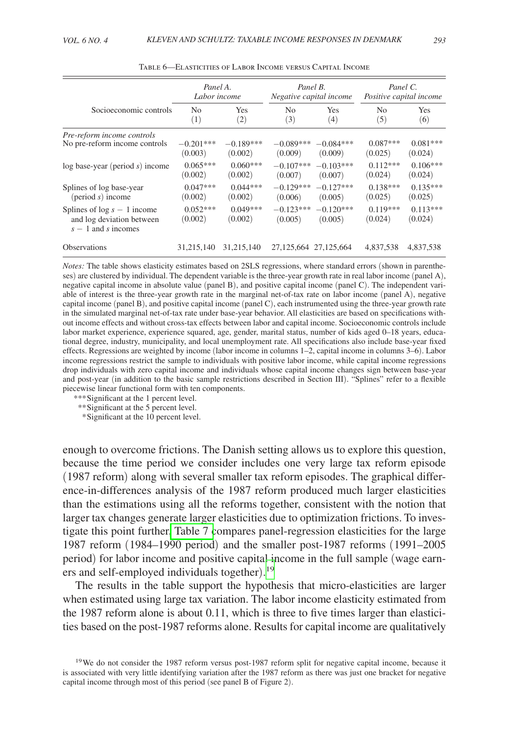Table 6—Elasticities of Labor Income versus Capital Income

| | *Panel A. Labor income* | | *Panel B. Negative capital income* | | *Panel C. Positive capital income* | |
|---|---|---|---|---|---|---|
| Socioeconomic controls | No (1) | Yes (2) | No (3) | Yes (4) | No (5) | Yes (6) |
| *Pre-reform income controls* | | | | | | |
| No pre-reform income controls | −0.201*** | −0.189*** | −0.089*** | −0.084*** | 0.087*** | 0.081*** |
| | (0.003) | (0.002) | (0.009) | (0.009) | (0.025) | (0.024) |
| log base-year (period $s$) income | 0.065*** | 0.060*** | −0.107*** | −0.103*** | 0.112*** | 0.106*** |
| | (0.002) | (0.002) | (0.007) | (0.007) | (0.024) | (0.024) |
| Splines of log base-year (period $s$) income | 0.047*** | 0.044*** | −0.129*** | −0.127*** | 0.138*** | 0.135*** |
| | (0.002) | (0.002) | (0.006) | (0.005) | (0.025) | (0.025) |
| Splines of log $s-1$ income and log deviation between $s-1$ and $s$ incomes | 0.052*** | 0.049*** | −0.123*** | −0.120*** | 0.119*** | 0.113*** |
| | (0.002) | (0.002) | (0.005) | (0.005) | (0.024) | (0.024) |
| Observations | 31,215,140 | 31,215,140 | 27,125,664 | 27,125,664 | 4,837,538 | 4,837,538 |

*Notes:* The table shows elasticity estimates based on 2SLS regressions, where standard errors (shown in parentheses) are clustered by individual. The dependent variable is the three-year growth rate in real labor income (panel A), negative capital income in absolute value (panel B), and positive capital income (panel C). The independent variable of interest is the three-year growth rate in the marginal net-of-tax rate on labor income (panel A), negative capital income (panel B), and positive capital income (panel C), each instrumented using the three-year growth rate in the simulated marginal net-of-tax rate under base-year behavior. All elasticities are based on specifications without income effects and without cross-tax effects between labor and capital income. Socioeconomic controls include labor market experience, experience squared, age, gender, marital status, number of kids aged 0–18 years, educational degree, industry, municipality, and local unemployment rate. All specifications also include base-year fixed effects. Regressions are weighted by income (labor income in columns 1–2, capital income in columns 3–6). Labor income regressions restrict the sample to individuals with positive labor income, while capital income regressions drop individuals with zero capital income and individuals whose capital income changes sign between base-year and post-year (in addition to the basic sample restrictions described in Section III). "Splines" refer to a flexible piecewise linear functional form with ten components.

***Significant at the 1 percent level.
**Significant at the 5 percent level.
*Significant at the 10 percent level.

enough to overcome frictions. The Danish setting allows us to explore this question, because the time period we consider includes one very large tax reform episode (1987 reform) along with several smaller tax reform episodes. The graphical difference-in-differences analysis of the 1987 reform produced much larger elasticities than the estimations using all the reforms together, consistent with the notion that larger tax changes generate larger elasticities due to optimization frictions. To investigate this point further, Table 7 compares panel-regression elasticities for the large 1987 reform (1984–1990 period) and the smaller post-1987 reforms (1991–2005 period) for labor income and positive capital income in the full sample (wage earners and self-employed individuals together).[19]

The results in the table support the hypothesis that micro-elasticities are larger when estimated using large tax variation. The labor income elasticity estimated from the 1987 reform alone is about 0.11, which is three to five times larger than elasticities based on the post-1987 reforms alone. Results for capital income are qualitatively

[19] We do not consider the 1987 reform versus post-1987 reform split for negative capital income, because it is associated with very little identifying variation after the 1987 reform as there was just one bracket for negative capital income through most of this period (see panel B of Figure 2).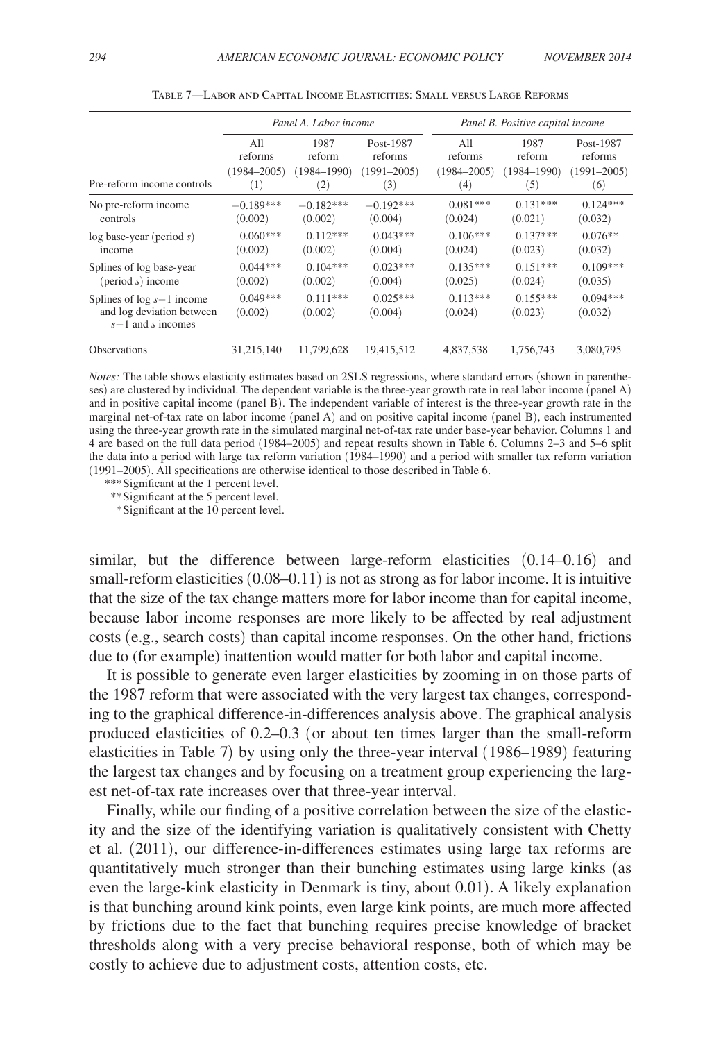Table 7—Labor and Capital Income Elasticities: Small versus Large Reforms

| | Panel A. Labor income | | | Panel B. Positive capital income | | |
|---|---|---|---|---|---|---|
| Pre-reform income controls | All reforms (1984–2005) (1) | 1987 reform (1984–1990) (2) | Post-1987 reforms (1991–2005) (3) | All reforms (1984–2005) (4) | 1987 reform (1984–1990) (5) | Post-1987 reforms (1991–2005) (6) |
| No pre-reform income controls | −0.189*** (0.002) | −0.182*** (0.002) | −0.192*** (0.004) | 0.081*** (0.024) | 0.131*** (0.021) | 0.124*** (0.032) |
| log base-year (period $s$) income | 0.060*** (0.002) | 0.112*** (0.002) | 0.043*** (0.004) | 0.106*** (0.024) | 0.137*** (0.023) | 0.076** (0.032) |
| Splines of log base-year (period $s$) income | 0.044*** (0.002) | 0.104*** (0.002) | 0.023*** (0.004) | 0.135*** (0.025) | 0.151*** (0.024) | 0.109*** (0.035) |
| Splines of log $s-1$ income and log deviation between $s-1$ and $s$ incomes | 0.049*** (0.002) | 0.111*** (0.002) | 0.025*** (0.004) | 0.113*** (0.024) | 0.155*** (0.023) | 0.094*** (0.032) |
| Observations | 31,215,140 | 11,799,628 | 19,415,512 | 4,837,538 | 1,756,743 | 3,080,795 |

*Notes:* The table shows elasticity estimates based on 2SLS regressions, where standard errors (shown in parentheses) are clustered by individual. The dependent variable is the three-year growth rate in real labor income (panel A) and in positive capital income (panel B). The independent variable of interest is the three-year growth rate in the marginal net-of-tax rate on labor income (panel A) and on positive capital income (panel B), each instrumented using the three-year growth rate in the simulated marginal net-of-tax rate under base-year behavior. Columns 1 and 4 are based on the full data period (1984–2005) and repeat results shown in Table 6. Columns 2–3 and 5–6 split the data into a period with large tax reform variation (1984–1990) and a period with smaller tax reform variation (1991–2005). All specifications are otherwise identical to those described in Table 6.

***Significant at the 1 percent level.

**Significant at the 5 percent level.

*Significant at the 10 percent level.

similar, but the difference between large-reform elasticities (0.14–0.16) and small-reform elasticities (0.08–0.11) is not as strong as for labor income. It is intuitive that the size of the tax change matters more for labor income than for capital income, because labor income responses are more likely to be affected by real adjustment costs (e.g., search costs) than capital income responses. On the other hand, frictions due to (for example) inattention would matter for both labor and capital income.

It is possible to generate even larger elasticities by zooming in on those parts of the 1987 reform that were associated with the very largest tax changes, corresponding to the graphical difference-in-differences analysis above. The graphical analysis produced elasticities of 0.2–0.3 (or about ten times larger than the small-reform elasticities in Table 7) by using only the three-year interval (1986–1989) featuring the largest tax changes and by focusing on a treatment group experiencing the largest net-of-tax rate increases over that three-year interval.

Finally, while our finding of a positive correlation between the size of the elasticity and the size of the identifying variation is qualitatively consistent with Chetty et al. (2011), our difference-in-differences estimates using large tax reforms are quantitatively much stronger than their bunching estimates using large kinks (as even the large-kink elasticity in Denmark is tiny, about 0.01). A likely explanation is that bunching around kink points, even large kink points, are much more affected by frictions due to the fact that bunching requires precise knowledge of bracket thresholds along with a very precise behavioral response, both of which may be costly to achieve due to adjustment costs, attention costs, etc.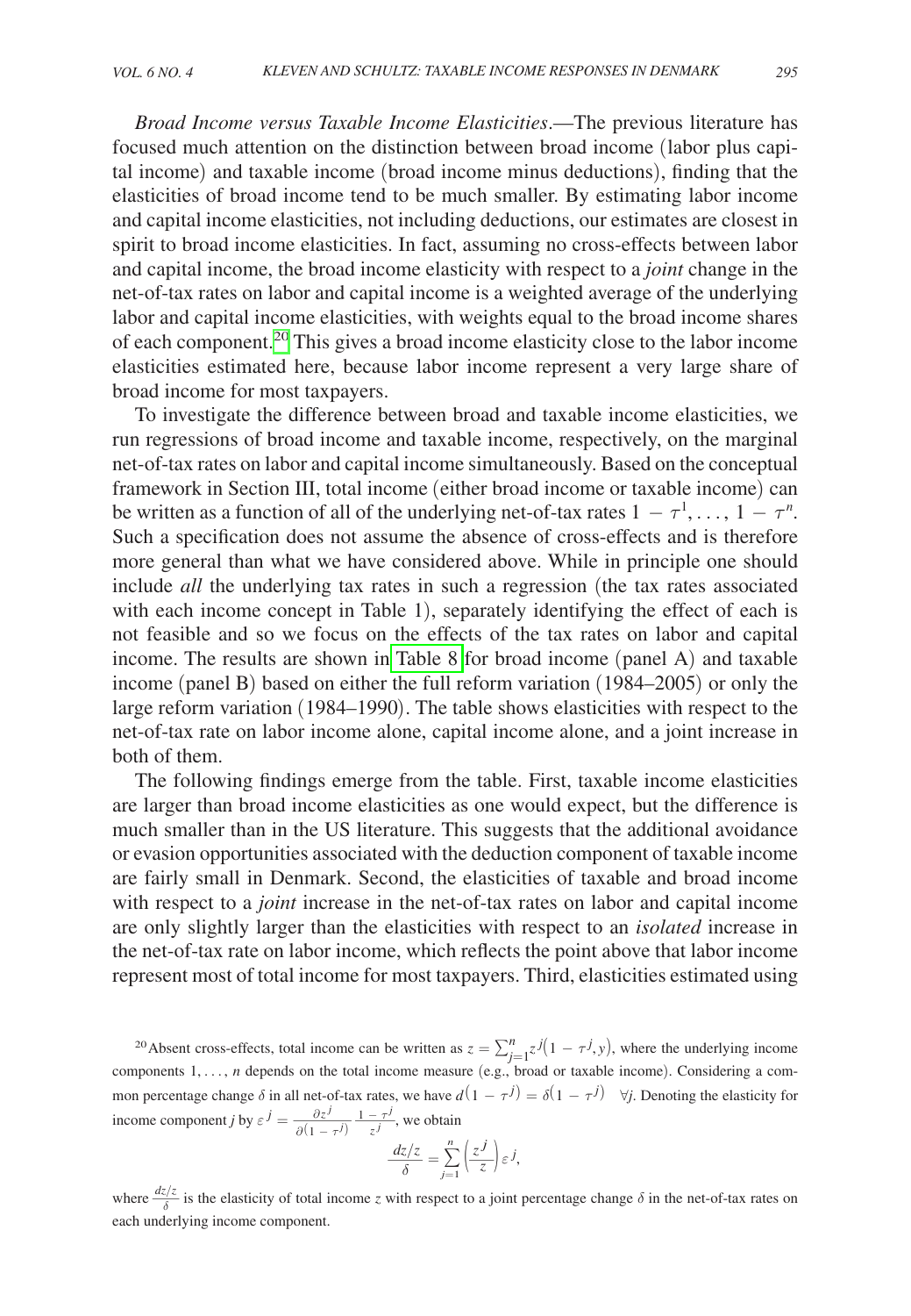*Broad Income versus Taxable Income Elasticities*.—The previous literature has focused much attention on the distinction between broad income (labor plus capital income) and taxable income (broad income minus deductions), finding that the elasticities of broad income tend to be much smaller. By estimating labor income and capital income elasticities, not including deductions, our estimates are closest in spirit to broad income elasticities. In fact, assuming no cross-effects between labor and capital income, the broad income elasticity with respect to a *joint* change in the net-of-tax rates on labor and capital income is a weighted average of the underlying labor and capital income elasticities, with weights equal to the broad income shares of each component.[20] This gives a broad income elasticity close to the labor income elasticities estimated here, because labor income represent a very large share of broad income for most taxpayers.

To investigate the difference between broad and taxable income elasticities, we run regressions of broad income and taxable income, respectively, on the marginal net-of-tax rates on labor and capital income simultaneously. Based on the conceptual framework in Section III, total income (either broad income or taxable income) can be written as a function of all of the underlying net-of-tax rates $1 - \tau^1, \ldots, 1 - \tau^n$. Such a specification does not assume the absence of cross-effects and is therefore more general than what we have considered above. While in principle one should include *all* the underlying tax rates in such a regression (the tax rates associated with each income concept in Table 1), separately identifying the effect of each is not feasible and so we focus on the effects of the tax rates on labor and capital income. The results are shown in Table 8 for broad income (panel A) and taxable income (panel B) based on either the full reform variation (1984–2005) or only the large reform variation (1984–1990). The table shows elasticities with respect to the net-of-tax rate on labor income alone, capital income alone, and a joint increase in both of them.

The following findings emerge from the table. First, taxable income elasticities are larger than broad income elasticities as one would expect, but the difference is much smaller than in the US literature. This suggests that the additional avoidance or evasion opportunities associated with the deduction component of taxable income are fairly small in Denmark. Second, the elasticities of taxable and broad income with respect to a *joint* increase in the net-of-tax rates on labor and capital income are only slightly larger than the elasticities with respect to an *isolated* increase in the net-of-tax rate on labor income, which reflects the point above that labor income represent most of total income for most taxpayers. Third, elasticities estimated using

[20] Absent cross-effects, total income can be written as $z = \sum_{j=1}^{n} z^j(1 - \tau^j, y)$, where the underlying income components $1, \ldots, n$ depends on the total income measure (e.g., broad or taxable income). Considering a common percentage change $\delta$ in all net-of-tax rates, we have $d(1 - \tau^j) = \delta(1 - \tau^j) \quad \forall j$. Denoting the elasticity for income component $j$ by $\varepsilon^j = \frac{\partial z^j}{\partial(1 - \tau^j)} \frac{1 - \tau^j}{z^j}$, we obtain

$$\frac{dz/z}{\delta} = \sum_{j=1}^{n} \left(\frac{z^j}{z}\right) \varepsilon^j,$$

where $\frac{dz/z}{\delta}$ is the elasticity of total income $z$ with respect to a joint percentage change $\delta$ in the net-of-tax rates on each underlying income component.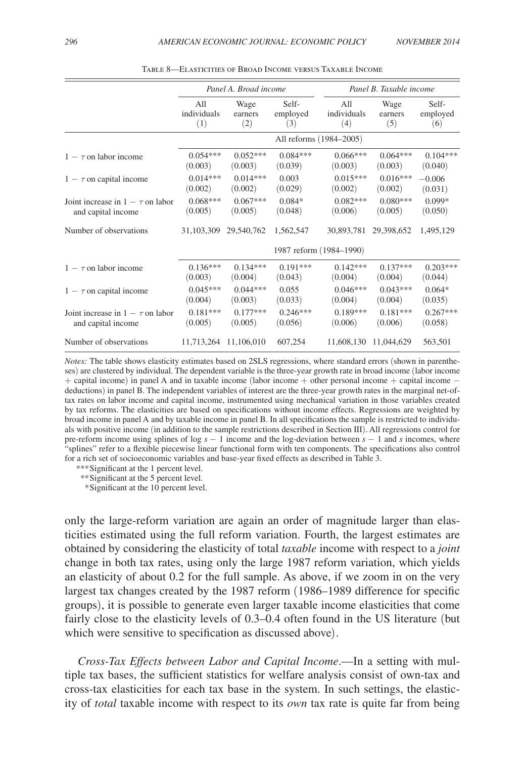Table 8—Elasticities of Broad Income versus Taxable Income

| | Panel A. Broad income | | | Panel B. Taxable income | | |
|---|---|---|---|---|---|---|
| | All individuals (1) | Wage earners (2) | Self-employed (3) | All individuals (4) | Wage earners (5) | Self-employed (6) |
| | All reforms (1984–2005) | | | | | |
| $1 - \tau$ on labor income | 0.054*** | 0.052*** | 0.084*** | 0.066*** | 0.064*** | 0.104*** |
| | (0.003) | (0.003) | (0.039) | (0.003) | (0.003) | (0.040) |
| $1 - \tau$ on capital income | 0.014*** | 0.014*** | 0.003 | 0.015*** | 0.016*** | −0.006 |
| | (0.002) | (0.002) | (0.029) | (0.002) | (0.002) | (0.031) |
| Joint increase in $1 - \tau$ on labor and capital income | 0.068*** | 0.067*** | 0.084* | 0.082*** | 0.080*** | 0.099* |
| | (0.005) | (0.005) | (0.048) | (0.006) | (0.005) | (0.050) |
| Number of observations | 31,103,309 | 29,540,762 | 1,562,547 | 30,893,781 | 29,398,652 | 1,495,129 |
| | 1987 reform (1984–1990) | | | | | |
| $1 - \tau$ on labor income | 0.136*** | 0.134*** | 0.191*** | 0.142*** | 0.137*** | 0.203*** |
| | (0.003) | (0.004) | (0.043) | (0.004) | (0.004) | (0.044) |
| $1 - \tau$ on capital income | 0.045*** | 0.044*** | 0.055 | 0.046*** | 0.043*** | 0.064* |
| | (0.004) | (0.003) | (0.033) | (0.004) | (0.004) | (0.035) |
| Joint increase in $1 - \tau$ on labor and capital income | 0.181*** | 0.177*** | 0.246*** | 0.189*** | 0.181*** | 0.267*** |
| | (0.005) | (0.005) | (0.056) | (0.006) | (0.006) | (0.058) |
| Number of observations | 11,713,264 | 11,106,010 | 607,254 | 11,608,130 | 11,044,629 | 563,501 |

*Notes:* The table shows elasticity estimates based on 2SLS regressions, where standard errors (shown in parentheses) are clustered by individual. The dependent variable is the three-year growth rate in broad income (labor income + capital income) in panel A and in taxable income (labor income + other personal income + capital income − deductions) in panel B. The independent variables of interest are the three-year growth rates in the marginal net-of-tax rates on labor income and capital income, instrumented using mechanical variation in those variables created by tax reforms. The elasticities are based on specifications without income effects. Regressions are weighted by broad income in panel A and by taxable income in panel B. In all specifications the sample is restricted to individuals with positive income (in addition to the sample restrictions described in Section III). All regressions control for pre-reform income using splines of log $s - 1$ income and the log-deviation between $s - 1$ and $s$ incomes, where "splines" refer to a flexible piecewise linear functional form with ten components. The specifications also control for a rich set of socioeconomic variables and base-year fixed effects as described in Table 3.

***Significant at the 1 percent level.
**Significant at the 5 percent level.
*Significant at the 10 percent level.

only the large-reform variation are again an order of magnitude larger than elasticities estimated using the full reform variation. Fourth, the largest estimates are obtained by considering the elasticity of total *taxable* income with respect to a *joint* change in both tax rates, using only the large 1987 reform variation, which yields an elasticity of about 0.2 for the full sample. As above, if we zoom in on the very largest tax changes created by the 1987 reform (1986–1989 difference for specific groups), it is possible to generate even larger taxable income elasticities that come fairly close to the elasticity levels of 0.3–0.4 often found in the US literature (but which were sensitive to specification as discussed above).

*Cross-Tax Effects between Labor and Capital Income*.—In a setting with multiple tax bases, the sufficient statistics for welfare analysis consist of own-tax and cross-tax elasticities for each tax base in the system. In such settings, the elasticity of *total* taxable income with respect to its *own* tax rate is quite far from being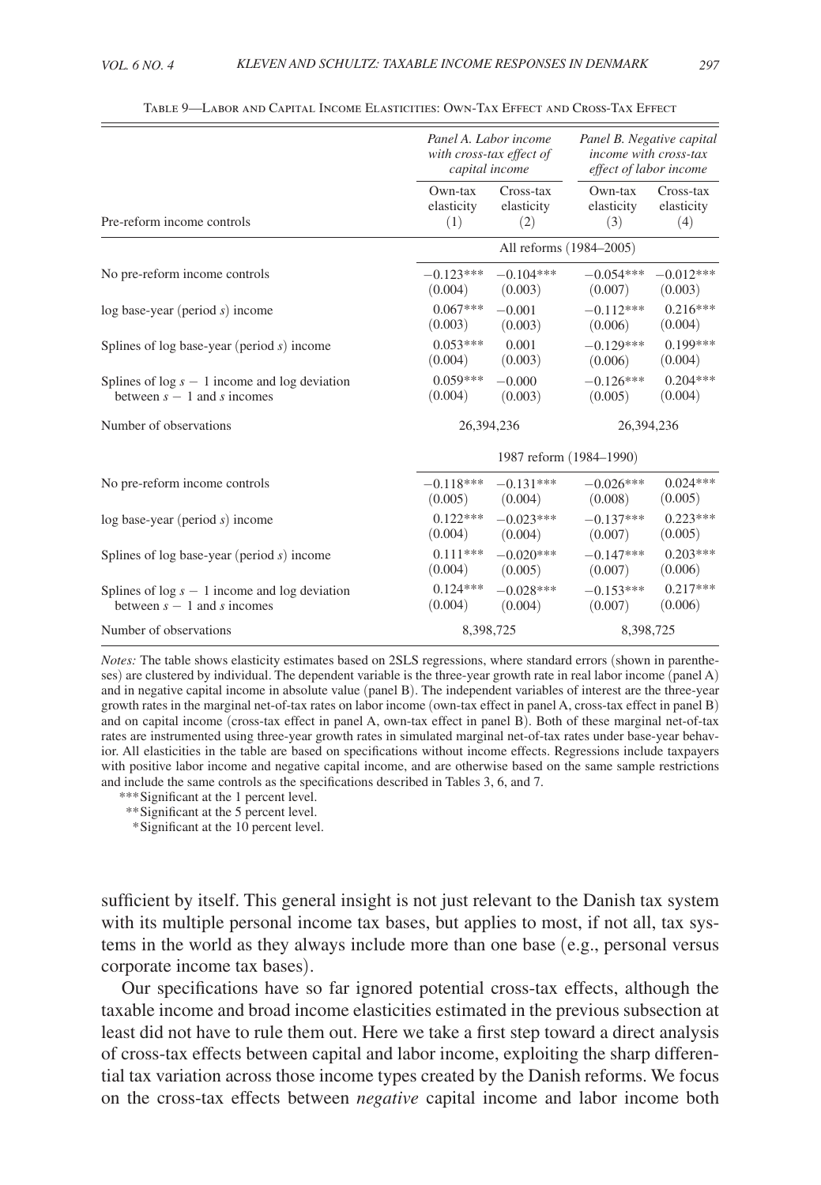Table 9—Labor and Capital Income Elasticities: Own-Tax Effect and Cross-Tax Effect

| | *Panel A. Labor income with cross-tax effect of capital income* | | *Panel B. Negative capital income with cross-tax effect of labor income* | |
|---|---|---|---|---|
| Pre-reform income controls | Own-tax elasticity (1) | Cross-tax elasticity (2) | Own-tax elasticity (3) | Cross-tax elasticity (4) |
| | All reforms (1984–2005) | | | |
| No pre-reform income controls | −0.123*** (0.004) | −0.104*** (0.003) | −0.054*** (0.007) | −0.012*** (0.003) |
| log base-year (period $s$) income | 0.067*** (0.003) | −0.001 (0.003) | −0.112*** (0.006) | 0.216*** (0.004) |
| Splines of log base-year (period $s$) income | 0.053*** (0.004) | 0.001 (0.003) | −0.129*** (0.006) | 0.199*** (0.004) |
| Splines of log $s-1$ income and log deviation between $s-1$ and $s$ incomes | 0.059*** (0.004) | −0.000 (0.003) | −0.126*** (0.005) | 0.204*** (0.004) |
| Number of observations | 26,394,236 | | 26,394,236 | |
| | 1987 reform (1984–1990) | | | |
| No pre-reform income controls | −0.118*** (0.005) | −0.131*** (0.004) | −0.026*** (0.008) | 0.024*** (0.005) |
| log base-year (period $s$) income | 0.122*** (0.004) | −0.023*** (0.004) | −0.137*** (0.007) | 0.223*** (0.005) |
| Splines of log base-year (period $s$) income | 0.111*** (0.004) | −0.020*** (0.005) | −0.147*** (0.007) | 0.203*** (0.006) |
| Splines of log $s-1$ income and log deviation between $s-1$ and $s$ incomes | 0.124*** (0.004) | −0.028*** (0.004) | −0.153*** (0.007) | 0.217*** (0.006) |
| Number of observations | 8,398,725 | | 8,398,725 | |

*Notes:* The table shows elasticity estimates based on 2SLS regressions, where standard errors (shown in parentheses) are clustered by individual. The dependent variable is the three-year growth rate in real labor income (panel A) and in negative capital income in absolute value (panel B). The independent variables of interest are the three-year growth rates in the marginal net-of-tax rates on labor income (own-tax effect in panel A, cross-tax effect in panel B) and on capital income (cross-tax effect in panel A, own-tax effect in panel B). Both of these marginal net-of-tax rates are instrumented using three-year growth rates in simulated marginal net-of-tax rates under base-year behavior. All elasticities in the table are based on specifications without income effects. Regressions include taxpayers with positive labor income and negative capital income, and are otherwise based on the same sample restrictions and include the same controls as the specifications described in Tables 3, 6, and 7.

***Significant at the 1 percent level.
**Significant at the 5 percent level.
*Significant at the 10 percent level.

sufficient by itself. This general insight is not just relevant to the Danish tax system with its multiple personal income tax bases, but applies to most, if not all, tax systems in the world as they always include more than one base (e.g., personal versus corporate income tax bases).

Our specifications have so far ignored potential cross-tax effects, although the taxable income and broad income elasticities estimated in the previous subsection at least did not have to rule them out. Here we take a first step toward a direct analysis of cross-tax effects between capital and labor income, exploiting the sharp differential tax variation across those income types created by the Danish reforms. We focus on the cross-tax effects between *negative* capital income and labor income both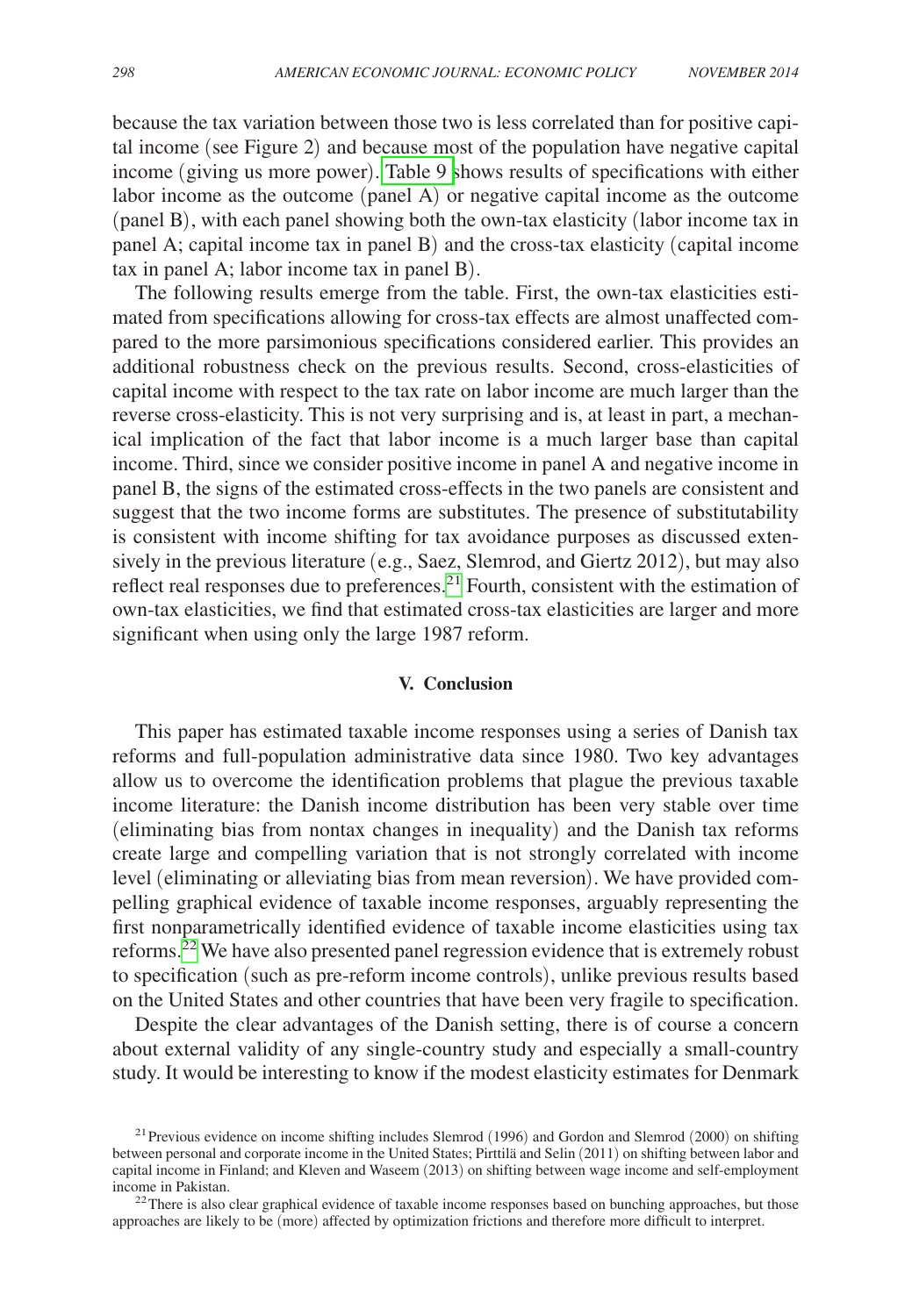because the tax variation between those two is less correlated than for positive capital income (see Figure 2) and because most of the population have negative capital income (giving us more power). Table 9 shows results of specifications with either labor income as the outcome (panel A) or negative capital income as the outcome (panel B), with each panel showing both the own-tax elasticity (labor income tax in panel A; capital income tax in panel B) and the cross-tax elasticity (capital income tax in panel A; labor income tax in panel B).

The following results emerge from the table. First, the own-tax elasticities estimated from specifications allowing for cross-tax effects are almost unaffected compared to the more parsimonious specifications considered earlier. This provides an additional robustness check on the previous results. Second, cross-elasticities of capital income with respect to the tax rate on labor income are much larger than the reverse cross-elasticity. This is not very surprising and is, at least in part, a mechanical implication of the fact that labor income is a much larger base than capital income. Third, since we consider positive income in panel A and negative income in panel B, the signs of the estimated cross-effects in the two panels are consistent and suggest that the two income forms are substitutes. The presence of substitutability is consistent with income shifting for tax avoidance purposes as discussed extensively in the previous literature (e.g., Saez, Slemrod, and Giertz 2012), but may also reflect real responses due to preferences.[21] Fourth, consistent with the estimation of own-tax elasticities, we find that estimated cross-tax elasticities are larger and more significant when using only the large 1987 reform.

## V. Conclusion

This paper has estimated taxable income responses using a series of Danish tax reforms and full-population administrative data since 1980. Two key advantages allow us to overcome the identification problems that plague the previous taxable income literature: the Danish income distribution has been very stable over time (eliminating bias from nontax changes in inequality) and the Danish tax reforms create large and compelling variation that is not strongly correlated with income level (eliminating or alleviating bias from mean reversion). We have provided compelling graphical evidence of taxable income responses, arguably representing the first nonparametrically identified evidence of taxable income elasticities using tax reforms.[22] We have also presented panel regression evidence that is extremely robust to specification (such as pre-reform income controls), unlike previous results based on the United States and other countries that have been very fragile to specification.

Despite the clear advantages of the Danish setting, there is of course a concern about external validity of any single-country study and especially a small-country study. It would be interesting to know if the modest elasticity estimates for Denmark

[21] Previous evidence on income shifting includes Slemrod (1996) and Gordon and Slemrod (2000) on shifting between personal and corporate income in the United States; Pirttilä and Selin (2011) on shifting between labor and capital income in Finland; and Kleven and Waseem (2013) on shifting between wage income and self-employment income in Pakistan.

[22] There is also clear graphical evidence of taxable income responses based on bunching approaches, but those approaches are likely to be (more) affected by optimization frictions and therefore more difficult to interpret.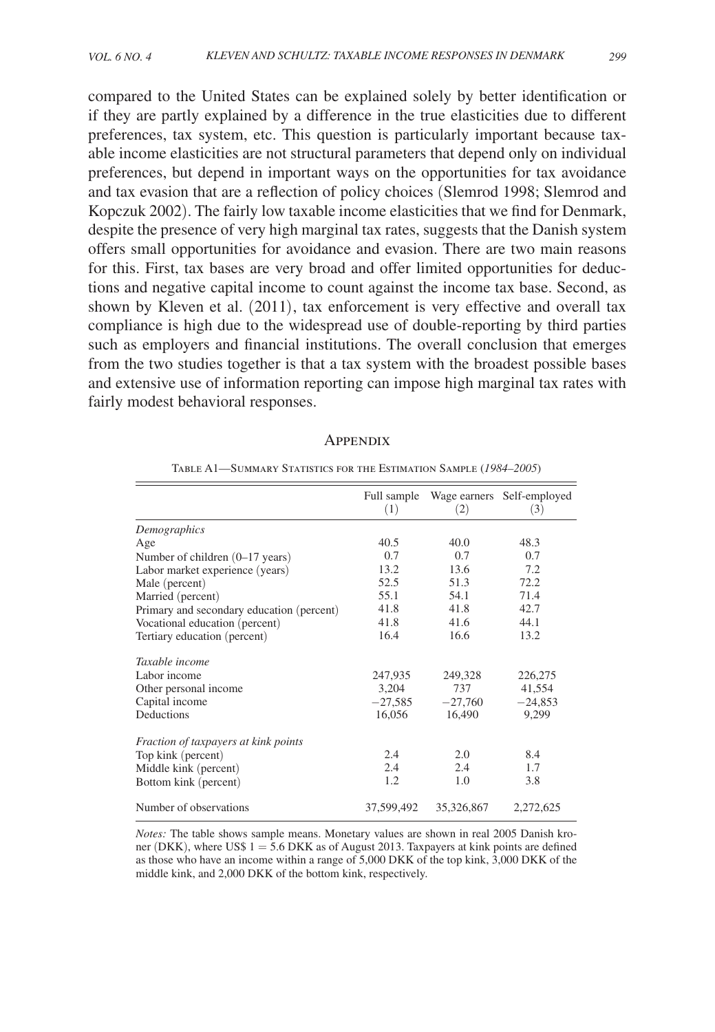compared to the United States can be explained solely by better identification or if they are partly explained by a difference in the true elasticities due to different preferences, tax system, etc. This question is particularly important because taxable income elasticities are not structural parameters that depend only on individual preferences, but depend in important ways on the opportunities for tax avoidance and tax evasion that are a reflection of policy choices (Slemrod 1998; Slemrod and Kopczuk 2002). The fairly low taxable income elasticities that we find for Denmark, despite the presence of very high marginal tax rates, suggests that the Danish system offers small opportunities for avoidance and evasion. There are two main reasons for this. First, tax bases are very broad and offer limited opportunities for deductions and negative capital income to count against the income tax base. Second, as shown by Kleven et al. (2011), tax enforcement is very effective and overall tax compliance is high due to the widespread use of double-reporting by third parties such as employers and financial institutions. The overall conclusion that emerges from the two studies together is that a tax system with the broadest possible bases and extensive use of information reporting can impose high marginal tax rates with fairly modest behavioral responses.

## Appendix

Table A1—Summary Statistics for the Estimation Sample (*1984–2005*)

| | Full sample (1) | Wage earners (2) | Self-employed (3) |
|---|---|---|---|
| *Demographics* | | | |
| Age | 40.5 | 40.0 | 48.3 |
| Number of children (0–17 years) | 0.7 | 0.7 | 0.7 |
| Labor market experience (years) | 13.2 | 13.6 | 7.2 |
| Male (percent) | 52.5 | 51.3 | 72.2 |
| Married (percent) | 55.1 | 54.1 | 71.4 |
| Primary and secondary education (percent) | 41.8 | 41.8 | 42.7 |
| Vocational education (percent) | 41.8 | 41.6 | 44.1 |
| Tertiary education (percent) | 16.4 | 16.6 | 13.2 |
| *Taxable income* | | | |
| Labor income | 247,935 | 249,328 | 226,275 |
| Other personal income | 3,204 | 737 | 41,554 |
| Capital income | −27,585 | −27,760 | −24,853 |
| Deductions | 16,056 | 16,490 | 9,299 |
| *Fraction of taxpayers at kink points* | | | |
| Top kink (percent) | 2.4 | 2.0 | 8.4 |
| Middle kink (percent) | 2.4 | 2.4 | 1.7 |
| Bottom kink (percent) | 1.2 | 1.0 | 3.8 |
| Number of observations | 37,599,492 | 35,326,867 | 2,272,625 |

*Notes:* The table shows sample means. Monetary values are shown in real 2005 Danish kroner (DKK), where US$ 1 = 5.6 DKK as of August 2013. Taxpayers at kink points are defined as those who have an income within a range of 5,000 DKK of the top kink, 3,000 DKK of the middle kink, and 2,000 DKK of the bottom kink, respectively.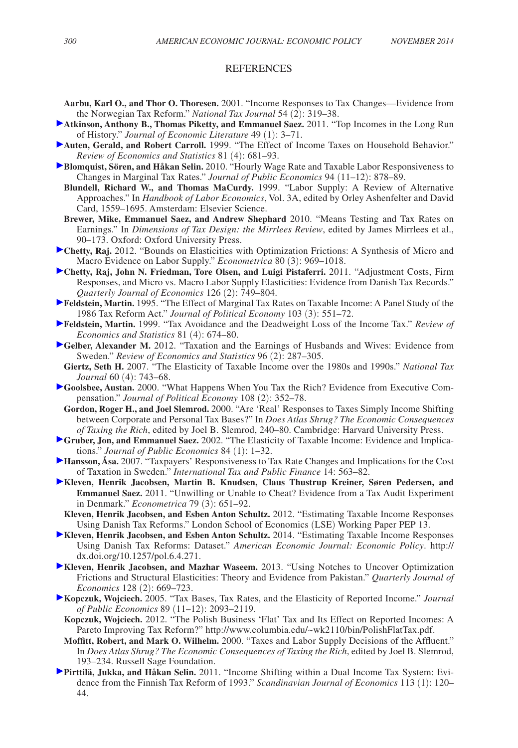## REFERENCES

**Aarbu, Karl O., and Thor O. Thoresen.** 2001. "Income Responses to Tax Changes—Evidence from the Norwegian Tax Reform." *National Tax Journal* 54 (2): 319–38.

**Atkinson, Anthony B., Thomas Piketty, and Emmanuel Saez.** 2011. "Top Incomes in the Long Run of History." *Journal of Economic Literature* 49 (1): 3–71.

**Auten, Gerald, and Robert Carroll.** 1999. "The Effect of Income Taxes on Household Behavior." *Review of Economics and Statistics* 81 (4): 681–93.

**Blomquist, Sören, and Håkan Selin.** 2010. "Hourly Wage Rate and Taxable Labor Responsiveness to Changes in Marginal Tax Rates." *Journal of Public Economics* 94 (11–12): 878–89.

**Blundell, Richard W., and Thomas MaCurdy.** 1999. "Labor Supply: A Review of Alternative Approaches." In *Handbook of Labor Economics*, Vol. 3A, edited by Orley Ashenfelter and David Card, 1559–1695. Amsterdam: Elsevier Science.

**Brewer, Mike, Emmanuel Saez, and Andrew Shephard** 2010. "Means Testing and Tax Rates on Earnings." In *Dimensions of Tax Design: the Mirrlees Review*, edited by James Mirrlees et al., 90–173. Oxford: Oxford University Press.

**Chetty, Raj.** 2012. "Bounds on Elasticities with Optimization Frictions: A Synthesis of Micro and Macro Evidence on Labor Supply." *Econometrica* 80 (3): 969–1018.

**Chetty, Raj, John N. Friedman, Tore Olsen, and Luigi Pistaferri.** 2011. "Adjustment Costs, Firm Responses, and Micro vs. Macro Labor Supply Elasticities: Evidence from Danish Tax Records." *Quarterly Journal of Economics* 126 (2): 749–804.

**Feldstein, Martin.** 1995. "The Effect of Marginal Tax Rates on Taxable Income: A Panel Study of the 1986 Tax Reform Act." *Journal of Political Economy* 103 (3): 551–72.

**Feldstein, Martin.** 1999. "Tax Avoidance and the Deadweight Loss of the Income Tax." *Review of Economics and Statistics* 81 (4): 674–80.

**Gelber, Alexander M.** 2012. "Taxation and the Earnings of Husbands and Wives: Evidence from Sweden." *Review of Economics and Statistics* 96 (2): 287–305.

**Giertz, Seth H.** 2007. "The Elasticity of Taxable Income over the 1980s and 1990s." *National Tax Journal* 60 (4): 743–68.

**Goolsbee, Austan.** 2000. "What Happens When You Tax the Rich? Evidence from Executive Compensation." *Journal of Political Economy* 108 (2): 352–78.

**Gordon, Roger H., and Joel Slemrod.** 2000. "Are 'Real' Responses to Taxes Simply Income Shifting between Corporate and Personal Tax Bases?" In *Does Atlas Shrug? The Economic Consequences of Taxing the Rich*, edited by Joel B. Slemrod, 240–80. Cambridge: Harvard University Press.

**Gruber, Jon, and Emmanuel Saez.** 2002. "The Elasticity of Taxable Income: Evidence and Implications." *Journal of Public Economics* 84 (1): 1–32.

**Hansson, Åsa.** 2007. "Taxpayers' Responsiveness to Tax Rate Changes and Implications for the Cost of Taxation in Sweden." *International Tax and Public Finance* 14: 563–82.

**Kleven, Henrik Jacobsen, Martin B. Knudsen, Claus Thustrup Kreiner, Søren Pedersen, and Emmanuel Saez.** 2011. "Unwilling or Unable to Cheat? Evidence from a Tax Audit Experiment in Denmark." *Econometrica* 79 (3): 651–92.

**Kleven, Henrik Jacobsen, and Esben Anton Schultz.** 2012. "Estimating Taxable Income Responses Using Danish Tax Reforms." London School of Economics (LSE) Working Paper PEP 13.

**Kleven, Henrik Jacobsen, and Esben Anton Schultz.** 2014. "Estimating Taxable Income Responses Using Danish Tax Reforms: Dataset." *American Economic Journal: Economic Policy*. http://dx.doi.org/10.1257/pol.6.4.271.

**Kleven, Henrik Jacobsen, and Mazhar Waseem.** 2013. "Using Notches to Uncover Optimization Frictions and Structural Elasticities: Theory and Evidence from Pakistan." *Quarterly Journal of Economics* 128 (2): 669–723.

**Kopczuk, Wojciech.** 2005. "Tax Bases, Tax Rates, and the Elasticity of Reported Income." *Journal of Public Economics* 89 (11–12): 2093–2119.

**Kopczuk, Wojciech.** 2012. "The Polish Business 'Flat' Tax and Its Effect on Reported Incomes: A Pareto Improving Tax Reform?" http://www.columbia.edu/~wk2110/bin/PolishFlatTax.pdf.

**Moffitt, Robert, and Mark O. Wilhelm.** 2000. "Taxes and Labor Supply Decisions of the Affluent." In *Does Atlas Shrug? The Economic Consequences of Taxing the Rich*, edited by Joel B. Slemrod, 193–234. Russell Sage Foundation.

**Pirttilä, Jukka, and Håkan Selin.** 2011. "Income Shifting within a Dual Income Tax System: Evidence from the Finnish Tax Reform of 1993." *Scandinavian Journal of Economics* 113 (1): 120–44.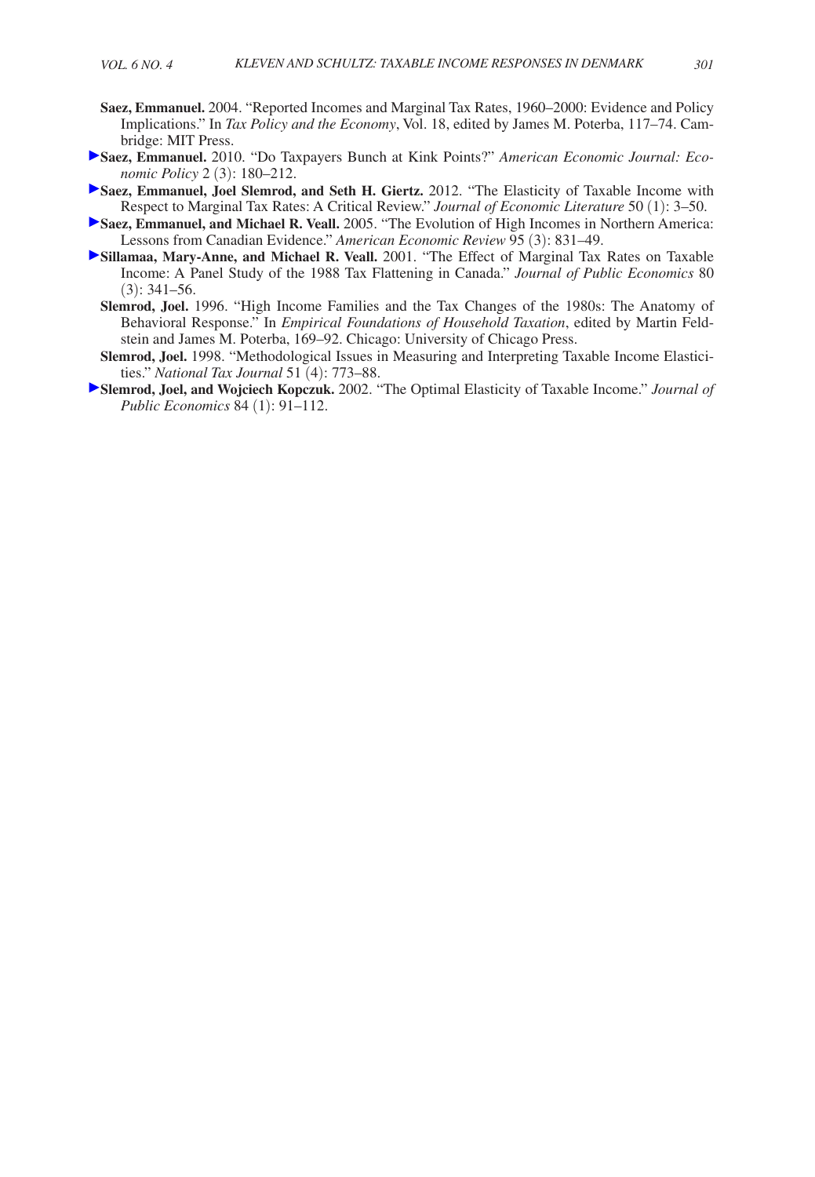**Saez, Emmanuel.** 2004. "Reported Incomes and Marginal Tax Rates, 1960–2000: Evidence and Policy Implications." In *Tax Policy and the Economy*, Vol. 18, edited by James M. Poterba, 117–74. Cambridge: MIT Press.

**Saez, Emmanuel.** 2010. "Do Taxpayers Bunch at Kink Points?" *American Economic Journal: Economic Policy* 2 (3): 180–212.

**Saez, Emmanuel, Joel Slemrod, and Seth H. Giertz.** 2012. "The Elasticity of Taxable Income with Respect to Marginal Tax Rates: A Critical Review." *Journal of Economic Literature* 50 (1): 3–50.

**Saez, Emmanuel, and Michael R. Veall.** 2005. "The Evolution of High Incomes in Northern America: Lessons from Canadian Evidence." *American Economic Review* 95 (3): 831–49.

**Sillamaa, Mary-Anne, and Michael R. Veall.** 2001. "The Effect of Marginal Tax Rates on Taxable Income: A Panel Study of the 1988 Tax Flattening in Canada." *Journal of Public Economics* 80 (3): 341–56.

**Slemrod, Joel.** 1996. "High Income Families and the Tax Changes of the 1980s: The Anatomy of Behavioral Response." In *Empirical Foundations of Household Taxation*, edited by Martin Feldstein and James M. Poterba, 169–92. Chicago: University of Chicago Press.

**Slemrod, Joel.** 1998. "Methodological Issues in Measuring and Interpreting Taxable Income Elasticities." *National Tax Journal* 51 (4): 773–88.

**Slemrod, Joel, and Wojciech Kopczuk.** 2002. "The Optimal Elasticity of Taxable Income." *Journal of Public Economics* 84 (1): 91–112.